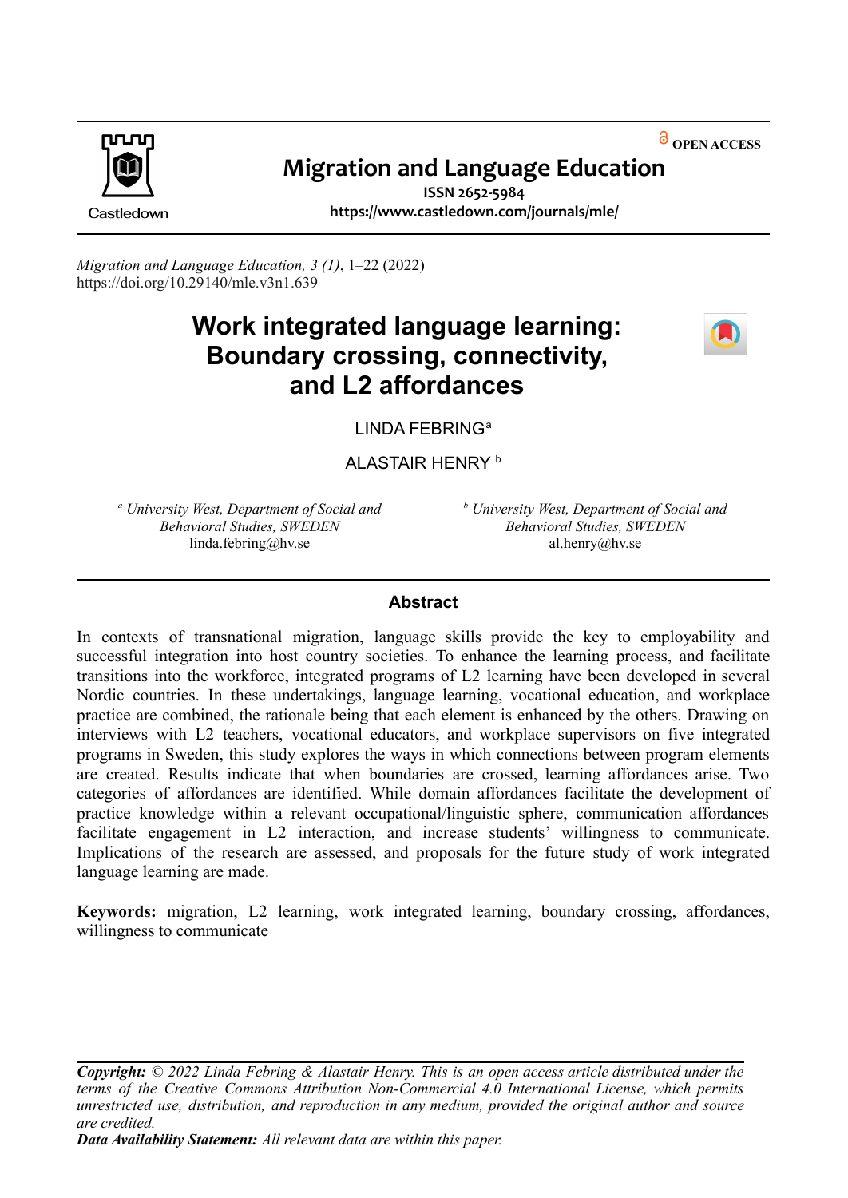OPEN ACCESS

# Migration and Language Education

ISSN 2652-5984

https://www.castledown.com/journals/mle/

*Migration and Language Education, 3 (1)*, 1–22 (2022)
https://doi.org/10.29140/mle.v3n1.639

# Work integrated language learning: Boundary crossing, connectivity, and L2 affordances

LINDA FEBRING[a]

ALASTAIR HENRY[b]

[a] *University West, Department of Social and Behavioral Studies, SWEDEN*
linda.febring@hv.se

[b] *University West, Department of Social and Behavioral Studies, SWEDEN*
al.henry@hv.se

## Abstract

In contexts of transnational migration, language skills provide the key to employability and successful integration into host country societies. To enhance the learning process, and facilitate transitions into the workforce, integrated programs of L2 learning have been developed in several Nordic countries. In these undertakings, language learning, vocational education, and workplace practice are combined, the rationale being that each element is enhanced by the others. Drawing on interviews with L2 teachers, vocational educators, and workplace supervisors on five integrated programs in Sweden, this study explores the ways in which connections between program elements are created. Results indicate that when boundaries are crossed, learning affordances arise. Two categories of affordances are identified. While domain affordances facilitate the development of practice knowledge within a relevant occupational/linguistic sphere, communication affordances facilitate engagement in L2 interaction, and increase students' willingness to communicate. Implications of the research are assessed, and proposals for the future study of work integrated language learning are made.

**Keywords:** migration, L2 learning, work integrated learning, boundary crossing, affordances, willingness to communicate

***Copyright:*** *© 2022 Linda Febring & Alastair Henry. This is an open access article distributed under the terms of the Creative Commons Attribution Non-Commercial 4.0 International License, which permits unrestricted use, distribution, and reproduction in any medium, provided the original author and source are credited.*

***Data Availability Statement:*** *All relevant data are within this paper.*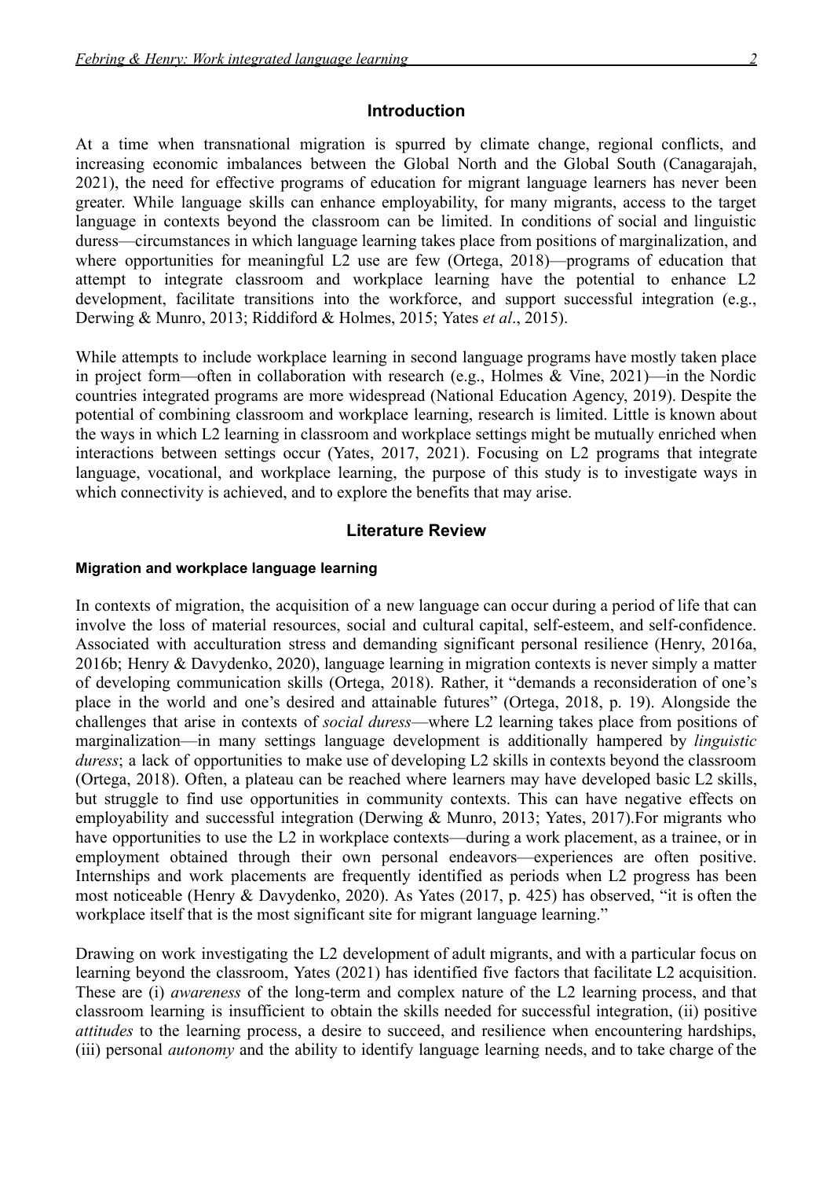## Introduction

At a time when transnational migration is spurred by climate change, regional conflicts, and increasing economic imbalances between the Global North and the Global South (Canagarajah, 2021), the need for effective programs of education for migrant language learners has never been greater. While language skills can enhance employability, for many migrants, access to the target language in contexts beyond the classroom can be limited. In conditions of social and linguistic duress—circumstances in which language learning takes place from positions of marginalization, and where opportunities for meaningful L2 use are few (Ortega, 2018)—programs of education that attempt to integrate classroom and workplace learning have the potential to enhance L2 development, facilitate transitions into the workforce, and support successful integration (e.g., Derwing & Munro, 2013; Riddiford & Holmes, 2015; Yates *et al*., 2015).

While attempts to include workplace learning in second language programs have mostly taken place in project form—often in collaboration with research (e.g., Holmes & Vine, 2021)—in the Nordic countries integrated programs are more widespread (National Education Agency, 2019). Despite the potential of combining classroom and workplace learning, research is limited. Little is known about the ways in which L2 learning in classroom and workplace settings might be mutually enriched when interactions between settings occur (Yates, 2017, 2021). Focusing on L2 programs that integrate language, vocational, and workplace learning, the purpose of this study is to investigate ways in which connectivity is achieved, and to explore the benefits that may arise.

## Literature Review

### Migration and workplace language learning

In contexts of migration, the acquisition of a new language can occur during a period of life that can involve the loss of material resources, social and cultural capital, self-esteem, and self-confidence. Associated with acculturation stress and demanding significant personal resilience (Henry, 2016a, 2016b; Henry & Davydenko, 2020), language learning in migration contexts is never simply a matter of developing communication skills (Ortega, 2018). Rather, it "demands a reconsideration of one's place in the world and one's desired and attainable futures" (Ortega, 2018, p. 19). Alongside the challenges that arise in contexts of *social duress*—where L2 learning takes place from positions of marginalization—in many settings language development is additionally hampered by *linguistic duress*; a lack of opportunities to make use of developing L2 skills in contexts beyond the classroom (Ortega, 2018). Often, a plateau can be reached where learners may have developed basic L2 skills, but struggle to find use opportunities in community contexts. This can have negative effects on employability and successful integration (Derwing & Munro, 2013; Yates, 2017).For migrants who have opportunities to use the L2 in workplace contexts—during a work placement, as a trainee, or in employment obtained through their own personal endeavors—experiences are often positive. Internships and work placements are frequently identified as periods when L2 progress has been most noticeable (Henry & Davydenko, 2020). As Yates (2017, p. 425) has observed, "it is often the workplace itself that is the most significant site for migrant language learning."

Drawing on work investigating the L2 development of adult migrants, and with a particular focus on learning beyond the classroom, Yates (2021) has identified five factors that facilitate L2 acquisition. These are (i) *awareness* of the long-term and complex nature of the L2 learning process, and that classroom learning is insufficient to obtain the skills needed for successful integration, (ii) positive *attitudes* to the learning process, a desire to succeed, and resilience when encountering hardships, (iii) personal *autonomy* and the ability to identify language learning needs, and to take charge of the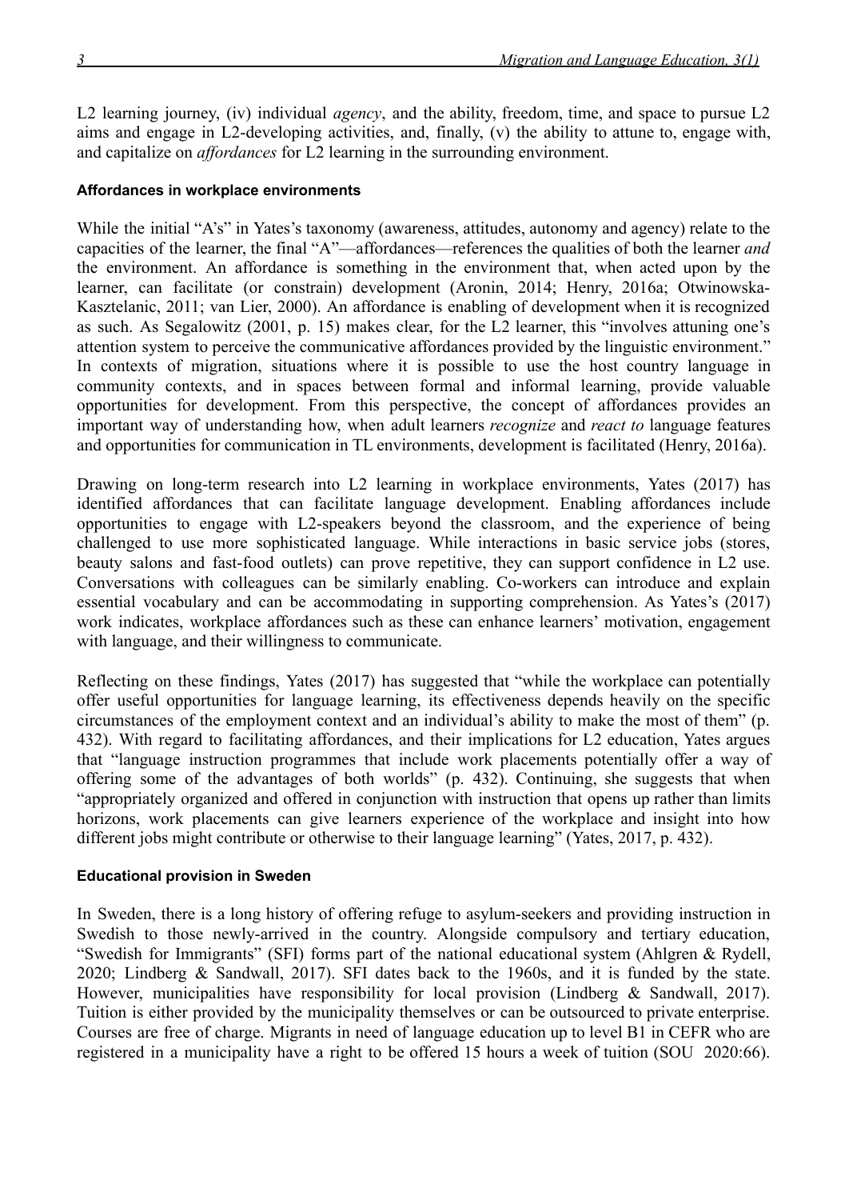L2 learning journey, (iv) individual *agency*, and the ability, freedom, time, and space to pursue L2 aims and engage in L2-developing activities, and, finally, (v) the ability to attune to, engage with, and capitalize on *affordances* for L2 learning in the surrounding environment.

#### Affordances in workplace environments

While the initial "A's" in Yates's taxonomy (awareness, attitudes, autonomy and agency) relate to the capacities of the learner, the final "A"—affordances—references the qualities of both the learner *and* the environment. An affordance is something in the environment that, when acted upon by the learner, can facilitate (or constrain) development (Aronin, 2014; Henry, 2016a; Otwinowska-Kasztelanic, 2011; van Lier, 2000). An affordance is enabling of development when it is recognized as such. As Segalowitz (2001, p. 15) makes clear, for the L2 learner, this "involves attuning one's attention system to perceive the communicative affordances provided by the linguistic environment." In contexts of migration, situations where it is possible to use the host country language in community contexts, and in spaces between formal and informal learning, provide valuable opportunities for development. From this perspective, the concept of affordances provides an important way of understanding how, when adult learners *recognize* and *react to* language features and opportunities for communication in TL environments, development is facilitated (Henry, 2016a).

Drawing on long-term research into L2 learning in workplace environments, Yates (2017) has identified affordances that can facilitate language development. Enabling affordances include opportunities to engage with L2-speakers beyond the classroom, and the experience of being challenged to use more sophisticated language. While interactions in basic service jobs (stores, beauty salons and fast-food outlets) can prove repetitive, they can support confidence in L2 use. Conversations with colleagues can be similarly enabling. Co-workers can introduce and explain essential vocabulary and can be accommodating in supporting comprehension. As Yates's (2017) work indicates, workplace affordances such as these can enhance learners' motivation, engagement with language, and their willingness to communicate.

Reflecting on these findings, Yates (2017) has suggested that "while the workplace can potentially offer useful opportunities for language learning, its effectiveness depends heavily on the specific circumstances of the employment context and an individual's ability to make the most of them" (p. 432). With regard to facilitating affordances, and their implications for L2 education, Yates argues that "language instruction programmes that include work placements potentially offer a way of offering some of the advantages of both worlds" (p. 432). Continuing, she suggests that when "appropriately organized and offered in conjunction with instruction that opens up rather than limits horizons, work placements can give learners experience of the workplace and insight into how different jobs might contribute or otherwise to their language learning" (Yates, 2017, p. 432).

#### Educational provision in Sweden

In Sweden, there is a long history of offering refuge to asylum-seekers and providing instruction in Swedish to those newly-arrived in the country. Alongside compulsory and tertiary education, "Swedish for Immigrants" (SFI) forms part of the national educational system (Ahlgren & Rydell, 2020; Lindberg & Sandwall, 2017). SFI dates back to the 1960s, and it is funded by the state. However, municipalities have responsibility for local provision (Lindberg & Sandwall, 2017). Tuition is either provided by the municipality themselves or can be outsourced to private enterprise. Courses are free of charge. Migrants in need of language education up to level B1 in CEFR who are registered in a municipality have a right to be offered 15 hours a week of tuition (SOU 2020:66).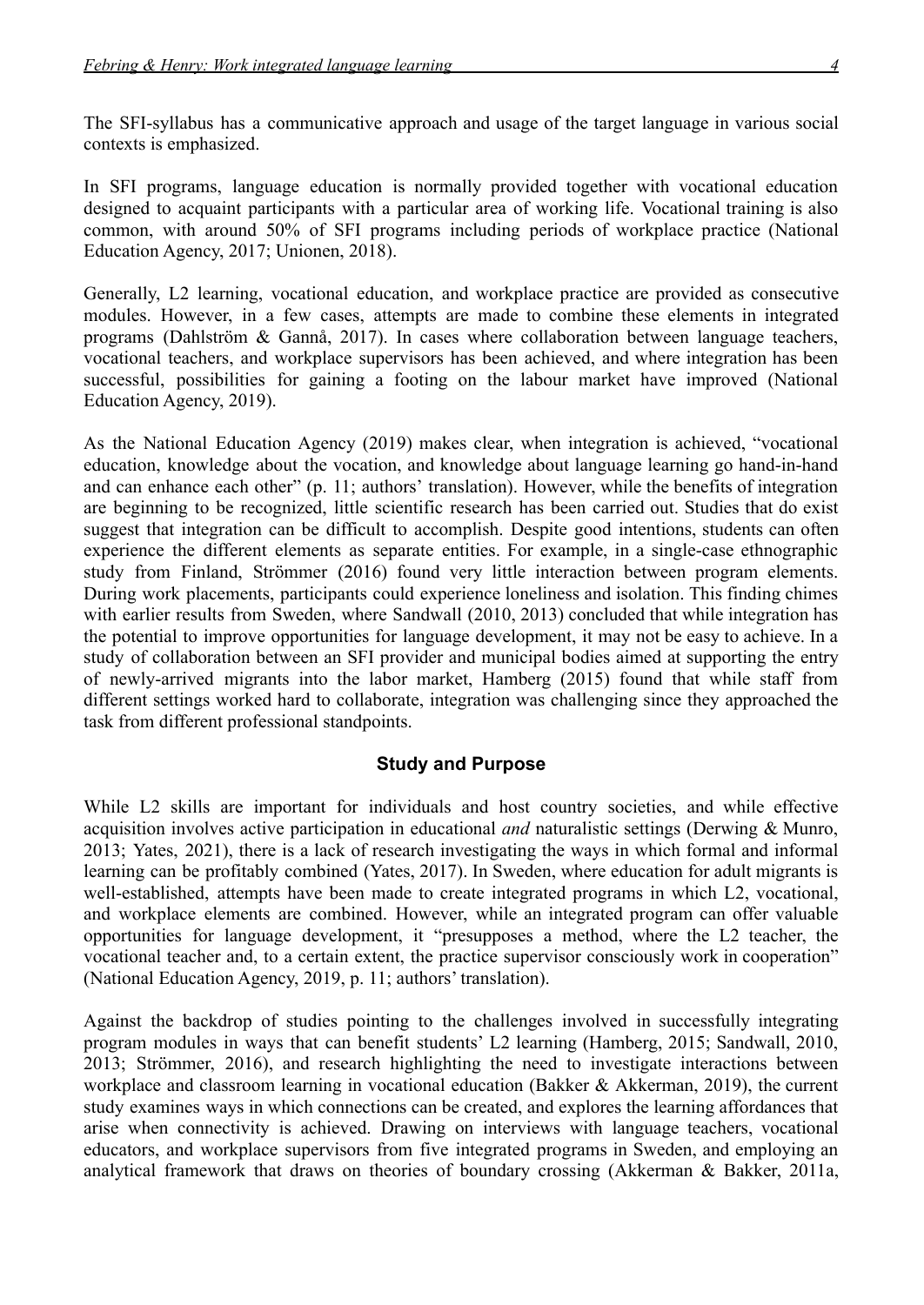The SFI-syllabus has a communicative approach and usage of the target language in various social contexts is emphasized.

In SFI programs, language education is normally provided together with vocational education designed to acquaint participants with a particular area of working life. Vocational training is also common, with around 50% of SFI programs including periods of workplace practice (National Education Agency, 2017; Unionen, 2018).

Generally, L2 learning, vocational education, and workplace practice are provided as consecutive modules. However, in a few cases, attempts are made to combine these elements in integrated programs (Dahlström & Gannå, 2017). In cases where collaboration between language teachers, vocational teachers, and workplace supervisors has been achieved, and where integration has been successful, possibilities for gaining a footing on the labour market have improved (National Education Agency, 2019).

As the National Education Agency (2019) makes clear, when integration is achieved, "vocational education, knowledge about the vocation, and knowledge about language learning go hand-in-hand and can enhance each other" (p. 11; authors' translation). However, while the benefits of integration are beginning to be recognized, little scientific research has been carried out. Studies that do exist suggest that integration can be difficult to accomplish. Despite good intentions, students can often experience the different elements as separate entities. For example, in a single-case ethnographic study from Finland, Strömmer (2016) found very little interaction between program elements. During work placements, participants could experience loneliness and isolation. This finding chimes with earlier results from Sweden, where Sandwall (2010, 2013) concluded that while integration has the potential to improve opportunities for language development, it may not be easy to achieve. In a study of collaboration between an SFI provider and municipal bodies aimed at supporting the entry of newly-arrived migrants into the labor market, Hamberg (2015) found that while staff from different settings worked hard to collaborate, integration was challenging since they approached the task from different professional standpoints.

## Study and Purpose

While L2 skills are important for individuals and host country societies, and while effective acquisition involves active participation in educational *and* naturalistic settings (Derwing & Munro, 2013; Yates, 2021), there is a lack of research investigating the ways in which formal and informal learning can be profitably combined (Yates, 2017). In Sweden, where education for adult migrants is well-established, attempts have been made to create integrated programs in which L2, vocational, and workplace elements are combined. However, while an integrated program can offer valuable opportunities for language development, it "presupposes a method, where the L2 teacher, the vocational teacher and, to a certain extent, the practice supervisor consciously work in cooperation" (National Education Agency, 2019, p. 11; authors' translation).

Against the backdrop of studies pointing to the challenges involved in successfully integrating program modules in ways that can benefit students' L2 learning (Hamberg, 2015; Sandwall, 2010, 2013; Strömmer, 2016), and research highlighting the need to investigate interactions between workplace and classroom learning in vocational education (Bakker & Akkerman, 2019), the current study examines ways in which connections can be created, and explores the learning affordances that arise when connectivity is achieved. Drawing on interviews with language teachers, vocational educators, and workplace supervisors from five integrated programs in Sweden, and employing an analytical framework that draws on theories of boundary crossing (Akkerman & Bakker, 2011a,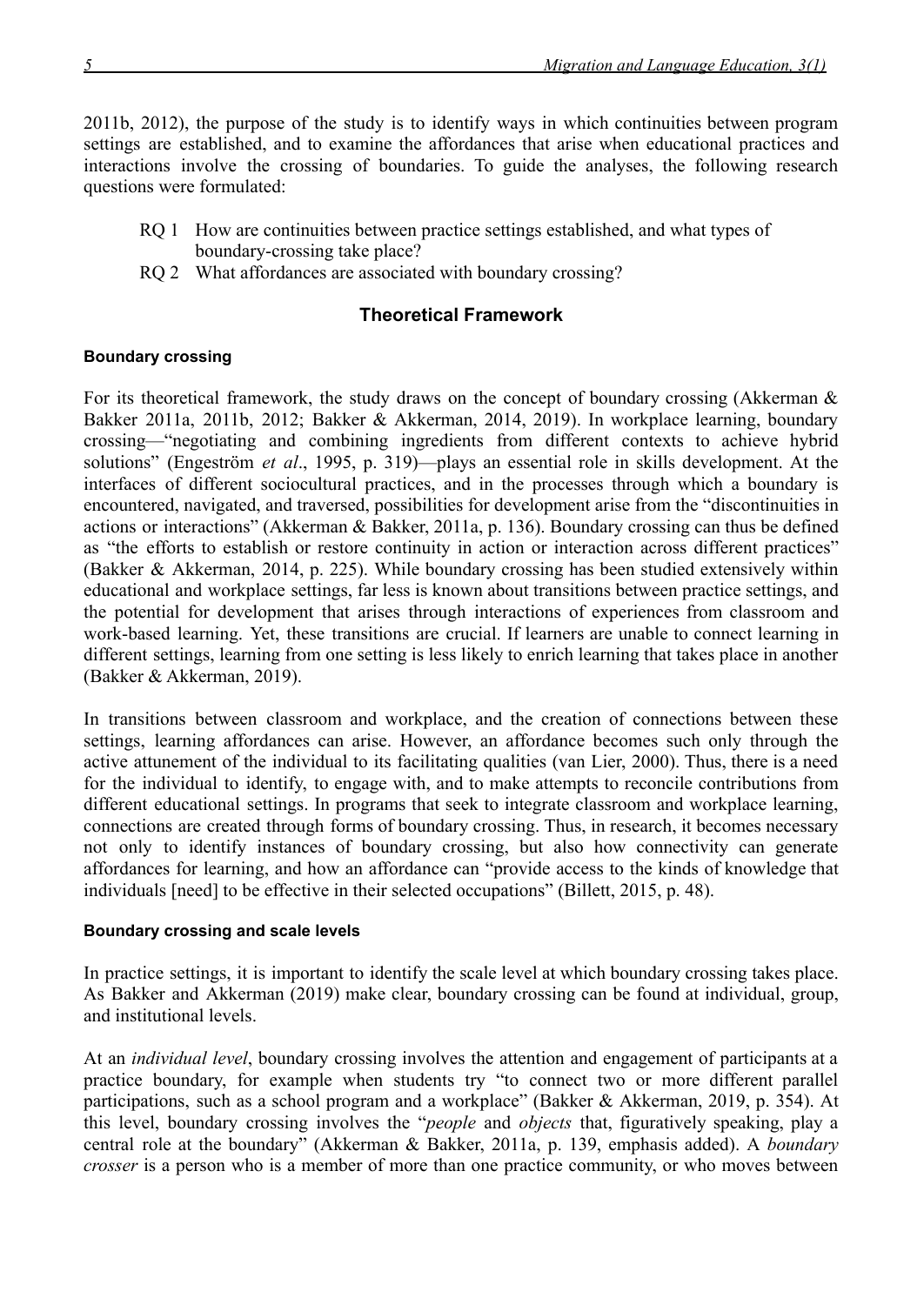2011b, 2012), the purpose of the study is to identify ways in which continuities between program settings are established, and to examine the affordances that arise when educational practices and interactions involve the crossing of boundaries. To guide the analyses, the following research questions were formulated:

- RQ 1 How are continuities between practice settings established, and what types of boundary-crossing take place?
- RQ 2 What affordances are associated with boundary crossing?

## Theoretical Framework

### Boundary crossing

For its theoretical framework, the study draws on the concept of boundary crossing (Akkerman & Bakker 2011a, 2011b, 2012; Bakker & Akkerman, 2014, 2019). In workplace learning, boundary crossing—"negotiating and combining ingredients from different contexts to achieve hybrid solutions" (Engeström *et al*., 1995, p. 319)—plays an essential role in skills development. At the interfaces of different sociocultural practices, and in the processes through which a boundary is encountered, navigated, and traversed, possibilities for development arise from the "discontinuities in actions or interactions" (Akkerman & Bakker, 2011a, p. 136). Boundary crossing can thus be defined as "the efforts to establish or restore continuity in action or interaction across different practices" (Bakker & Akkerman, 2014, p. 225). While boundary crossing has been studied extensively within educational and workplace settings, far less is known about transitions between practice settings, and the potential for development that arises through interactions of experiences from classroom and work-based learning. Yet, these transitions are crucial. If learners are unable to connect learning in different settings, learning from one setting is less likely to enrich learning that takes place in another (Bakker & Akkerman, 2019).

In transitions between classroom and workplace, and the creation of connections between these settings, learning affordances can arise. However, an affordance becomes such only through the active attunement of the individual to its facilitating qualities (van Lier, 2000). Thus, there is a need for the individual to identify, to engage with, and to make attempts to reconcile contributions from different educational settings. In programs that seek to integrate classroom and workplace learning, connections are created through forms of boundary crossing. Thus, in research, it becomes necessary not only to identify instances of boundary crossing, but also how connectivity can generate affordances for learning, and how an affordance can "provide access to the kinds of knowledge that individuals [need] to be effective in their selected occupations" (Billett, 2015, p. 48).

### Boundary crossing and scale levels

In practice settings, it is important to identify the scale level at which boundary crossing takes place. As Bakker and Akkerman (2019) make clear, boundary crossing can be found at individual, group, and institutional levels.

At an *individual level*, boundary crossing involves the attention and engagement of participants at a practice boundary, for example when students try "to connect two or more different parallel participations, such as a school program and a workplace" (Bakker & Akkerman, 2019, p. 354). At this level, boundary crossing involves the "*people* and *objects* that, figuratively speaking, play a central role at the boundary" (Akkerman & Bakker, 2011a, p. 139, emphasis added). A *boundary crosser* is a person who is a member of more than one practice community, or who moves between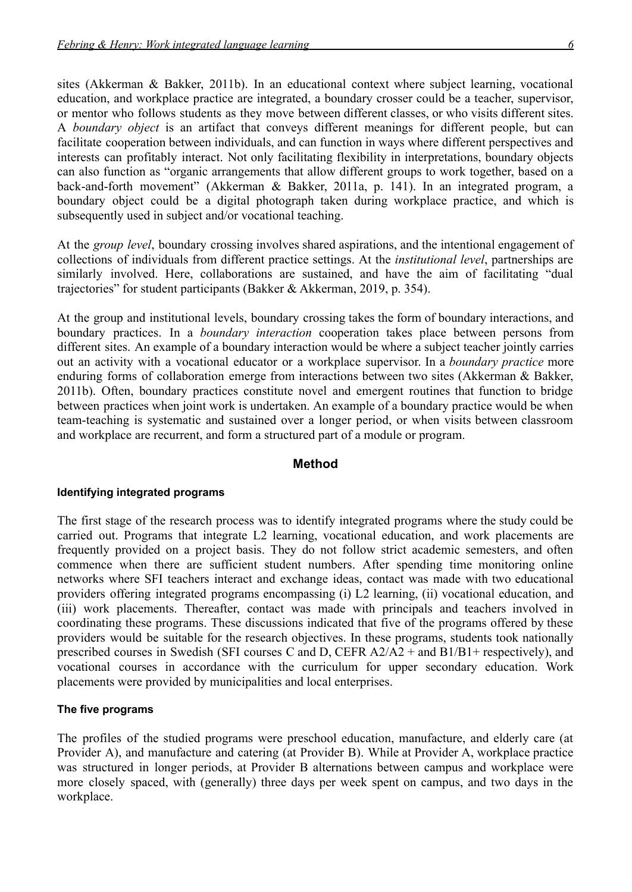sites (Akkerman & Bakker, 2011b). In an educational context where subject learning, vocational education, and workplace practice are integrated, a boundary crosser could be a teacher, supervisor, or mentor who follows students as they move between different classes, or who visits different sites. A *boundary object* is an artifact that conveys different meanings for different people, but can facilitate cooperation between individuals, and can function in ways where different perspectives and interests can profitably interact. Not only facilitating flexibility in interpretations, boundary objects can also function as "organic arrangements that allow different groups to work together, based on a back-and-forth movement" (Akkerman & Bakker, 2011a, p. 141). In an integrated program, a boundary object could be a digital photograph taken during workplace practice, and which is subsequently used in subject and/or vocational teaching.

At the *group level*, boundary crossing involves shared aspirations, and the intentional engagement of collections of individuals from different practice settings. At the *institutional level*, partnerships are similarly involved. Here, collaborations are sustained, and have the aim of facilitating "dual trajectories" for student participants (Bakker & Akkerman, 2019, p. 354).

At the group and institutional levels, boundary crossing takes the form of boundary interactions, and boundary practices. In a *boundary interaction* cooperation takes place between persons from different sites. An example of a boundary interaction would be where a subject teacher jointly carries out an activity with a vocational educator or a workplace supervisor. In a *boundary practice* more enduring forms of collaboration emerge from interactions between two sites (Akkerman & Bakker, 2011b). Often, boundary practices constitute novel and emergent routines that function to bridge between practices when joint work is undertaken. An example of a boundary practice would be when team-teaching is systematic and sustained over a longer period, or when visits between classroom and workplace are recurrent, and form a structured part of a module or program.

## Method

### Identifying integrated programs

The first stage of the research process was to identify integrated programs where the study could be carried out. Programs that integrate L2 learning, vocational education, and work placements are frequently provided on a project basis. They do not follow strict academic semesters, and often commence when there are sufficient student numbers. After spending time monitoring online networks where SFI teachers interact and exchange ideas, contact was made with two educational providers offering integrated programs encompassing (i) L2 learning, (ii) vocational education, and (iii) work placements. Thereafter, contact was made with principals and teachers involved in coordinating these programs. These discussions indicated that five of the programs offered by these providers would be suitable for the research objectives. In these programs, students took nationally prescribed courses in Swedish (SFI courses C and D, CEFR A2/A2 + and B1/B1+ respectively), and vocational courses in accordance with the curriculum for upper secondary education. Work placements were provided by municipalities and local enterprises.

### The five programs

The profiles of the studied programs were preschool education, manufacture, and elderly care (at Provider A), and manufacture and catering (at Provider B). While at Provider A, workplace practice was structured in longer periods, at Provider B alternations between campus and workplace were more closely spaced, with (generally) three days per week spent on campus, and two days in the workplace.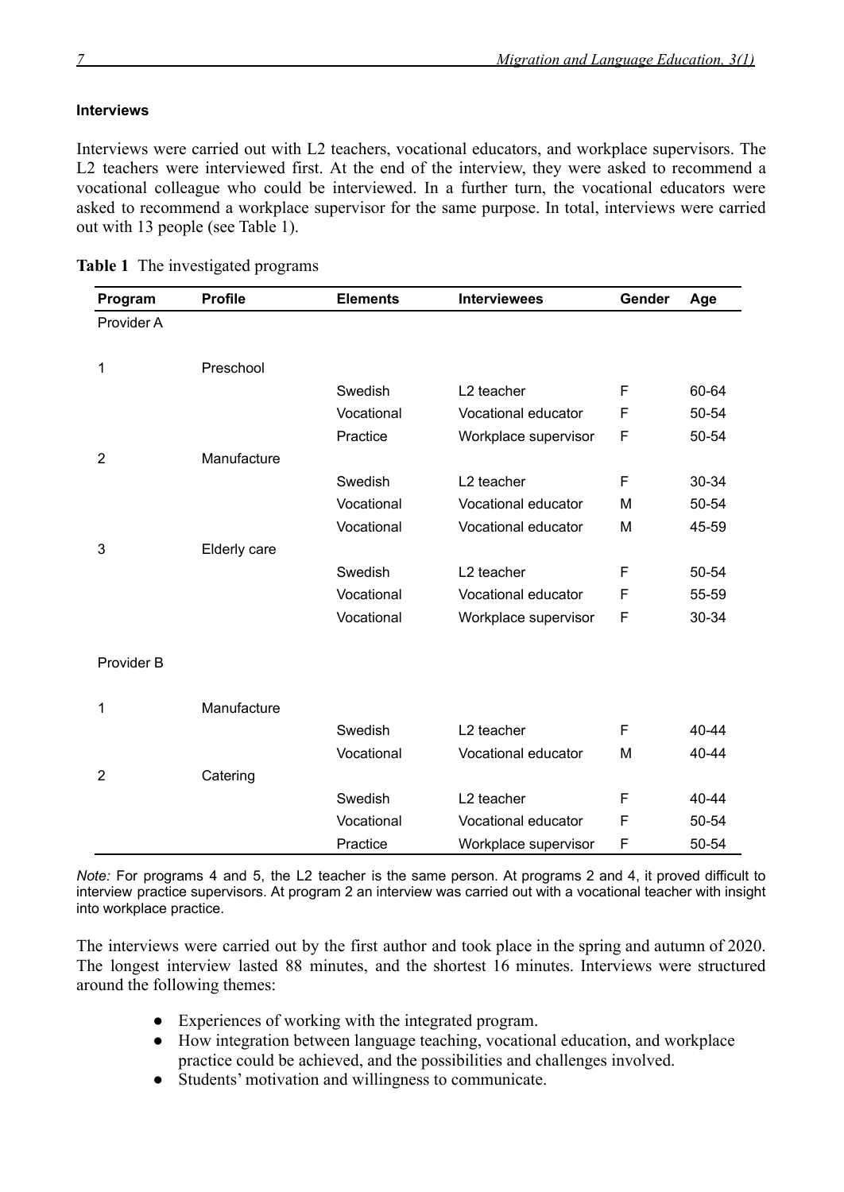#### Interviews

Interviews were carried out with L2 teachers, vocational educators, and workplace supervisors. The L2 teachers were interviewed first. At the end of the interview, they were asked to recommend a vocational colleague who could be interviewed. In a further turn, the vocational educators were asked to recommend a workplace supervisor for the same purpose. In total, interviews were carried out with 13 people (see Table 1).

**Table 1** The investigated programs

| Program | Profile | Elements | Interviewees | Gender | Age |
|---|---|---|---|---|---|
| Provider A | | | | | |
| 1 | Preschool | | | | |
| | | Swedish | L2 teacher | F | 60-64 |
| | | Vocational | Vocational educator | F | 50-54 |
| | | Practice | Workplace supervisor | F | 50-54 |
| 2 | Manufacture | | | | |
| | | Swedish | L2 teacher | F | 30-34 |
| | | Vocational | Vocational educator | M | 50-54 |
| | | Vocational | Vocational educator | M | 45-59 |
| 3 | Elderly care | | | | |
| | | Swedish | L2 teacher | F | 50-54 |
| | | Vocational | Vocational educator | F | 55-59 |
| | | Vocational | Workplace supervisor | F | 30-34 |
| Provider B | | | | | |
| 1 | Manufacture | | | | |
| | | Swedish | L2 teacher | F | 40-44 |
| | | Vocational | Vocational educator | M | 40-44 |
| 2 | Catering | | | | |
| | | Swedish | L2 teacher | F | 40-44 |
| | | Vocational | Vocational educator | F | 50-54 |
| | | Practice | Workplace supervisor | F | 50-54 |

*Note:* For programs 4 and 5, the L2 teacher is the same person. At programs 2 and 4, it proved difficult to interview practice supervisors. At program 2 an interview was carried out with a vocational teacher with insight into workplace practice.

The interviews were carried out by the first author and took place in the spring and autumn of 2020. The longest interview lasted 88 minutes, and the shortest 16 minutes. Interviews were structured around the following themes:

- Experiences of working with the integrated program.
- How integration between language teaching, vocational education, and workplace practice could be achieved, and the possibilities and challenges involved.
- Students' motivation and willingness to communicate.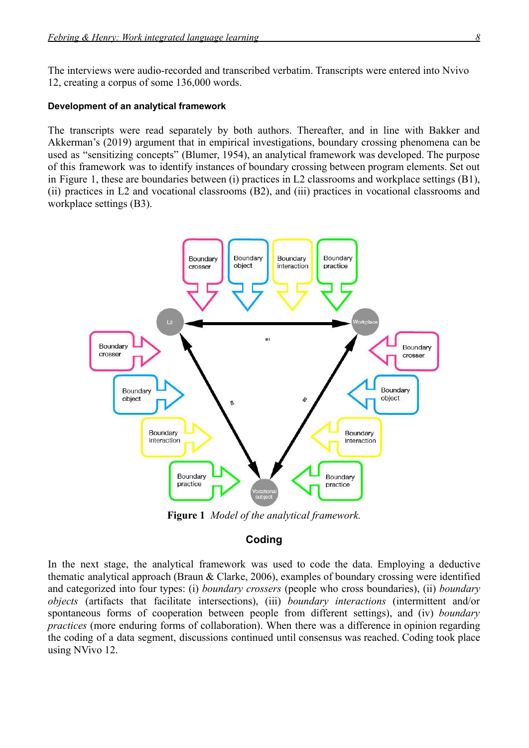The interviews were audio-recorded and transcribed verbatim. Transcripts were entered into Nvivo 12, creating a corpus of some 136,000 words.

### Development of an analytical framework

The transcripts were read separately by both authors. Thereafter, and in line with Bakker and Akkerman's (2019) argument that in empirical investigations, boundary crossing phenomena can be used as "sensitizing concepts" (Blumer, 1954), an analytical framework was developed. The purpose of this framework was to identify instances of boundary crossing between program elements. Set out in Figure 1, these are boundaries between (i) practices in L2 classrooms and workplace settings (B1), (ii) practices in L2 and vocational classrooms (B2), and (iii) practices in vocational classrooms and workplace settings (B3).

**Figure 1** *Model of the analytical framework.*

## Coding

In the next stage, the analytical framework was used to code the data. Employing a deductive thematic analytical approach (Braun & Clarke, 2006), examples of boundary crossing were identified and categorized into four types: (i) *boundary crossers* (people who cross boundaries), (ii) *boundary objects* (artifacts that facilitate intersections), (iii) *boundary interactions* (intermittent and/or spontaneous forms of cooperation between people from different settings), and (iv) *boundary practices* (more enduring forms of collaboration). When there was a difference in opinion regarding the coding of a data segment, discussions continued until consensus was reached. Coding took place using NVivo 12.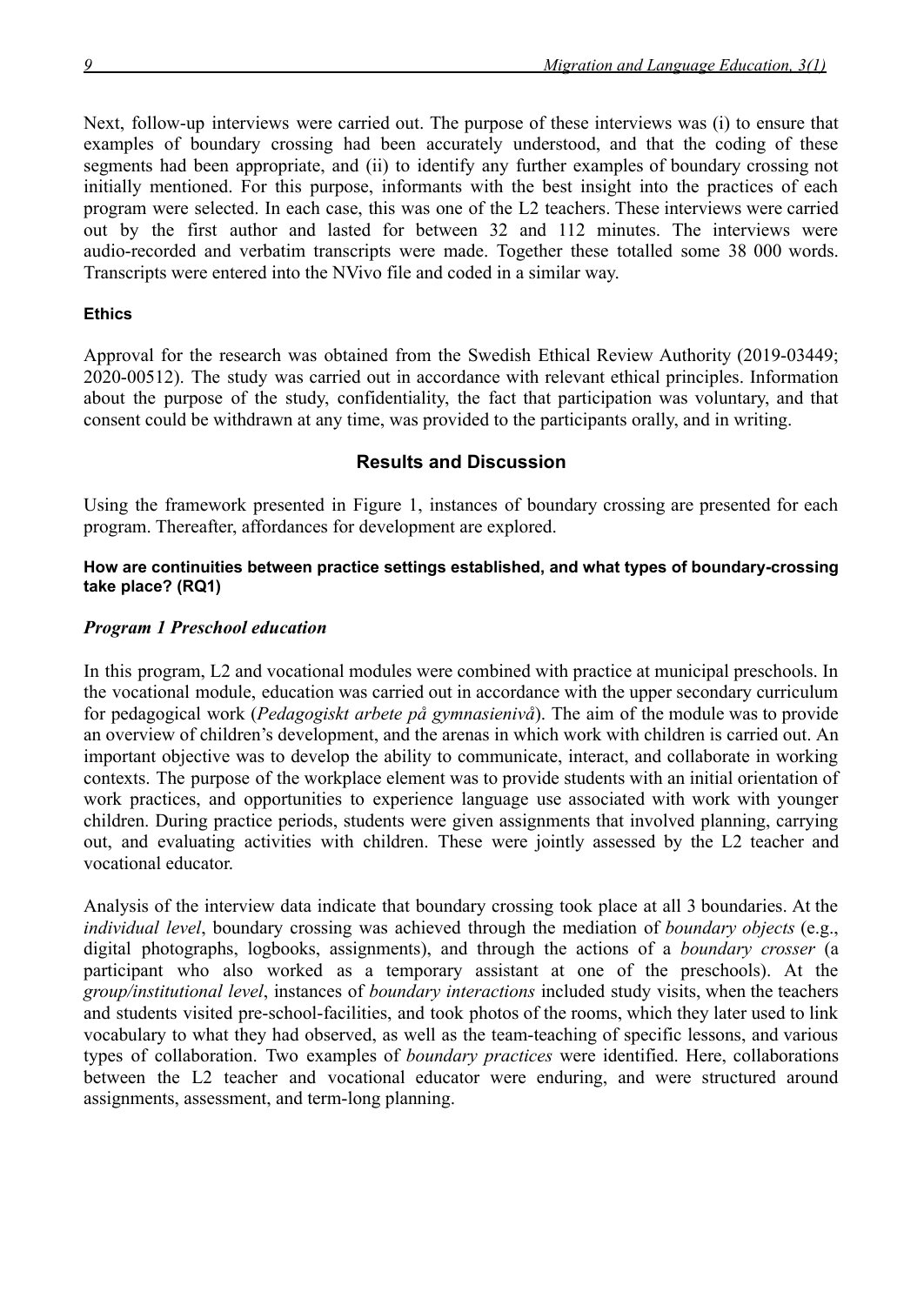Next, follow-up interviews were carried out. The purpose of these interviews was (i) to ensure that examples of boundary crossing had been accurately understood, and that the coding of these segments had been appropriate, and (ii) to identify any further examples of boundary crossing not initially mentioned. For this purpose, informants with the best insight into the practices of each program were selected. In each case, this was one of the L2 teachers. These interviews were carried out by the first author and lasted for between 32 and 112 minutes. The interviews were audio-recorded and verbatim transcripts were made. Together these totalled some 38 000 words. Transcripts were entered into the NVivo file and coded in a similar way.

#### Ethics

Approval for the research was obtained from the Swedish Ethical Review Authority (2019-03449; 2020-00512). The study was carried out in accordance with relevant ethical principles. Information about the purpose of the study, confidentiality, the fact that participation was voluntary, and that consent could be withdrawn at any time, was provided to the participants orally, and in writing.

## Results and Discussion

Using the framework presented in Figure 1, instances of boundary crossing are presented for each program. Thereafter, affordances for development are explored.

#### How are continuities between practice settings established, and what types of boundary-crossing take place? (RQ1)

### *Program 1 Preschool education*

In this program, L2 and vocational modules were combined with practice at municipal preschools. In the vocational module, education was carried out in accordance with the upper secondary curriculum for pedagogical work (*Pedagogiskt arbete på gymnasienivå*). The aim of the module was to provide an overview of children's development, and the arenas in which work with children is carried out. An important objective was to develop the ability to communicate, interact, and collaborate in working contexts. The purpose of the workplace element was to provide students with an initial orientation of work practices, and opportunities to experience language use associated with work with younger children. During practice periods, students were given assignments that involved planning, carrying out, and evaluating activities with children. These were jointly assessed by the L2 teacher and vocational educator.

Analysis of the interview data indicate that boundary crossing took place at all 3 boundaries. At the *individual level*, boundary crossing was achieved through the mediation of *boundary objects* (e.g., digital photographs, logbooks, assignments), and through the actions of a *boundary crosser* (a participant who also worked as a temporary assistant at one of the preschools). At the *group/institutional level*, instances of *boundary interactions* included study visits, when the teachers and students visited pre-school-facilities, and took photos of the rooms, which they later used to link vocabulary to what they had observed, as well as the team-teaching of specific lessons, and various types of collaboration. Two examples of *boundary practices* were identified. Here, collaborations between the L2 teacher and vocational educator were enduring, and were structured around assignments, assessment, and term-long planning.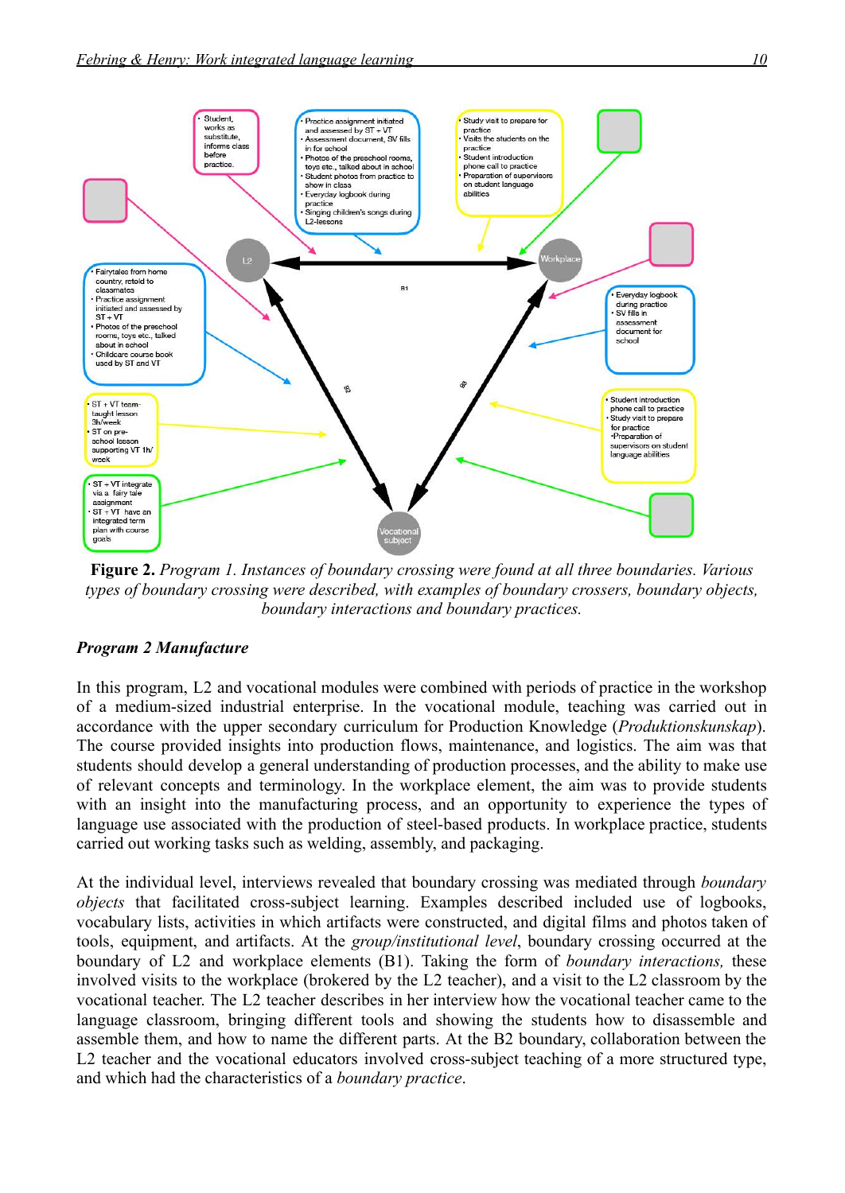**Figure 2.** *Program 1. Instances of boundary crossing were found at all three boundaries. Various types of boundary crossing were described, with examples of boundary crossers, boundary objects, boundary interactions and boundary practices.*

### *Program 2 Manufacture*

In this program, L2 and vocational modules were combined with periods of practice in the workshop of a medium-sized industrial enterprise. In the vocational module, teaching was carried out in accordance with the upper secondary curriculum for Production Knowledge (*Produktionskunskap*). The course provided insights into production flows, maintenance, and logistics. The aim was that students should develop a general understanding of production processes, and the ability to make use of relevant concepts and terminology. In the workplace element, the aim was to provide students with an insight into the manufacturing process, and an opportunity to experience the types of language use associated with the production of steel-based products. In workplace practice, students carried out working tasks such as welding, assembly, and packaging.

At the individual level, interviews revealed that boundary crossing was mediated through *boundary objects* that facilitated cross-subject learning. Examples described included use of logbooks, vocabulary lists, activities in which artifacts were constructed, and digital films and photos taken of tools, equipment, and artifacts. At the *group/institutional level*, boundary crossing occurred at the boundary of L2 and workplace elements (B1). Taking the form of *boundary interactions,* these involved visits to the workplace (brokered by the L2 teacher), and a visit to the L2 classroom by the vocational teacher. The L2 teacher describes in her interview how the vocational teacher came to the language classroom, bringing different tools and showing the students how to disassemble and assemble them, and how to name the different parts. At the B2 boundary, collaboration between the L2 teacher and the vocational educators involved cross-subject teaching of a more structured type, and which had the characteristics of a *boundary practice*.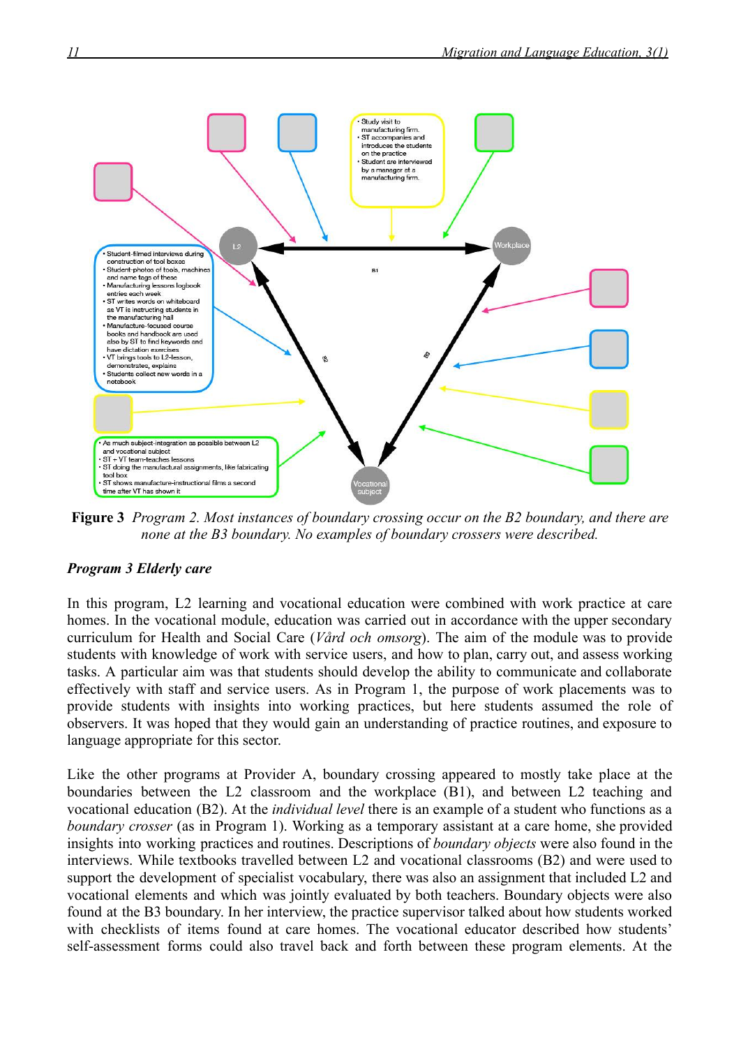- Study visit to manufacturing firm.
- ST accompanies and introduces the students on the practice
- Student are interviewed by a manager at a manufacturing firm.

L2 — Workplace — Vocational subject

B1 B2 B3

- Student-filmed interviews during construction of tool boxes
- Student-photos of tools, machines and name tags of these
- Manufacturing lessons logbook entries each week
- ST writes words on whiteboard as VT is instructing students in the manufacturing hall
- Manufacture-focused course books and handbook are used also by ST to find keywords and have dictation exercises
- VT brings tools to L2-lesson, demonstrates, explains
- Students collect new words in a notebook

- As much subject-integration as possible between L2 and vocational subject
- ST + VT team-teaches lessons
- ST doing the manufactural assignments, like fabricating tool box
- ST shows manufacture-instructional films a second time after VT has shown it

**Figure 3** *Program 2. Most instances of boundary crossing occur on the B2 boundary, and there are none at the B3 boundary. No examples of boundary crossers were described.*

### *Program 3 Elderly care*

In this program, L2 learning and vocational education were combined with work practice at care homes. In the vocational module, education was carried out in accordance with the upper secondary curriculum for Health and Social Care (*Vård och omsorg*). The aim of the module was to provide students with knowledge of work with service users, and how to plan, carry out, and assess working tasks. A particular aim was that students should develop the ability to communicate and collaborate effectively with staff and service users. As in Program 1, the purpose of work placements was to provide students with insights into working practices, but here students assumed the role of observers. It was hoped that they would gain an understanding of practice routines, and exposure to language appropriate for this sector.

Like the other programs at Provider A, boundary crossing appeared to mostly take place at the boundaries between the L2 classroom and the workplace (B1), and between L2 teaching and vocational education (B2). At the *individual level* there is an example of a student who functions as a *boundary crosser* (as in Program 1). Working as a temporary assistant at a care home, she provided insights into working practices and routines. Descriptions of *boundary objects* were also found in the interviews. While textbooks travelled between L2 and vocational classrooms (B2) and were used to support the development of specialist vocabulary, there was also an assignment that included L2 and vocational elements and which was jointly evaluated by both teachers. Boundary objects were also found at the B3 boundary. In her interview, the practice supervisor talked about how students worked with checklists of items found at care homes. The vocational educator described how students' self-assessment forms could also travel back and forth between these program elements. At the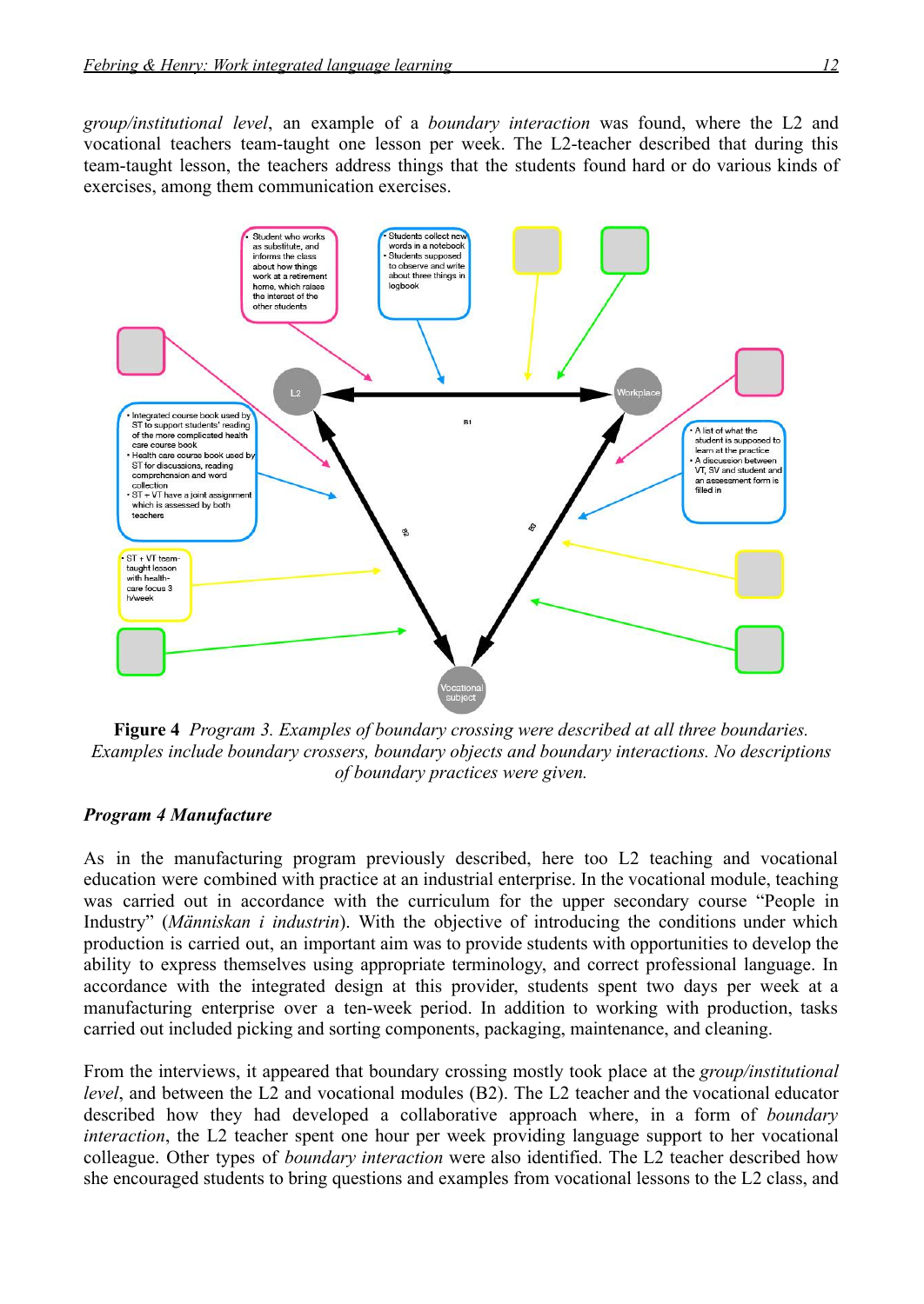*group/institutional level*, an example of a *boundary interaction* was found, where the L2 and vocational teachers team-taught one lesson per week. The L2-teacher described that during this team-taught lesson, the teachers address things that the students found hard or do various kinds of exercises, among them communication exercises.

**Figure 4** *Program 3. Examples of boundary crossing were described at all three boundaries. Examples include boundary crossers, boundary objects and boundary interactions. No descriptions of boundary practices were given.*

### *Program 4 Manufacture*

As in the manufacturing program previously described, here too L2 teaching and vocational education were combined with practice at an industrial enterprise. In the vocational module, teaching was carried out in accordance with the curriculum for the upper secondary course "People in Industry" (*Människan i industrin*). With the objective of introducing the conditions under which production is carried out, an important aim was to provide students with opportunities to develop the ability to express themselves using appropriate terminology, and correct professional language. In accordance with the integrated design at this provider, students spent two days per week at a manufacturing enterprise over a ten-week period. In addition to working with production, tasks carried out included picking and sorting components, packaging, maintenance, and cleaning.

From the interviews, it appeared that boundary crossing mostly took place at the *group/institutional level*, and between the L2 and vocational modules (B2). The L2 teacher and the vocational educator described how they had developed a collaborative approach where, in a form of *boundary interaction*, the L2 teacher spent one hour per week providing language support to her vocational colleague. Other types of *boundary interaction* were also identified. The L2 teacher described how she encouraged students to bring questions and examples from vocational lessons to the L2 class, and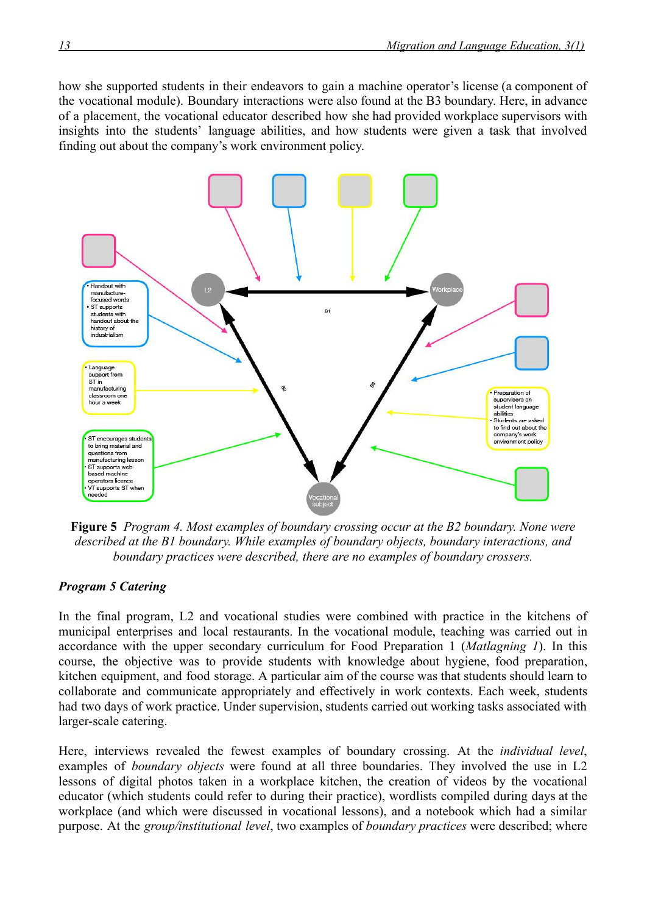how she supported students in their endeavors to gain a machine operator's license (a component of the vocational module). Boundary interactions were also found at the B3 boundary. Here, in advance of a placement, the vocational educator described how she had provided workplace supervisors with insights into the students' language abilities, and how students were given a task that involved finding out about the company's work environment policy.

- Handout with manufacture-focused words
- ST supports students with handout about the history of industrialism

- Language support from ST in manufacturing classroom one hour a week

- ST encourages students to bring material and questions from manufacturing lesson
- ST supports web-based machine operators licence
- VT supports ST when needed

- Preparation of supervisors on student language abilities
- Students are asked to find out about the company's work environment policy

**Figure 5** *Program 4. Most examples of boundary crossing occur at the B2 boundary. None were described at the B1 boundary. While examples of boundary objects, boundary interactions, and boundary practices were described, there are no examples of boundary crossers.*

### *Program 5 Catering*

In the final program, L2 and vocational studies were combined with practice in the kitchens of municipal enterprises and local restaurants. In the vocational module, teaching was carried out in accordance with the upper secondary curriculum for Food Preparation 1 (*Matlagning 1*). In this course, the objective was to provide students with knowledge about hygiene, food preparation, kitchen equipment, and food storage. A particular aim of the course was that students should learn to collaborate and communicate appropriately and effectively in work contexts. Each week, students had two days of work practice. Under supervision, students carried out working tasks associated with larger-scale catering.

Here, interviews revealed the fewest examples of boundary crossing. At the *individual level*, examples of *boundary objects* were found at all three boundaries. They involved the use in L2 lessons of digital photos taken in a workplace kitchen, the creation of videos by the vocational educator (which students could refer to during their practice), wordlists compiled during days at the workplace (and which were discussed in vocational lessons), and a notebook which had a similar purpose. At the *group/institutional level*, two examples of *boundary practices* were described; where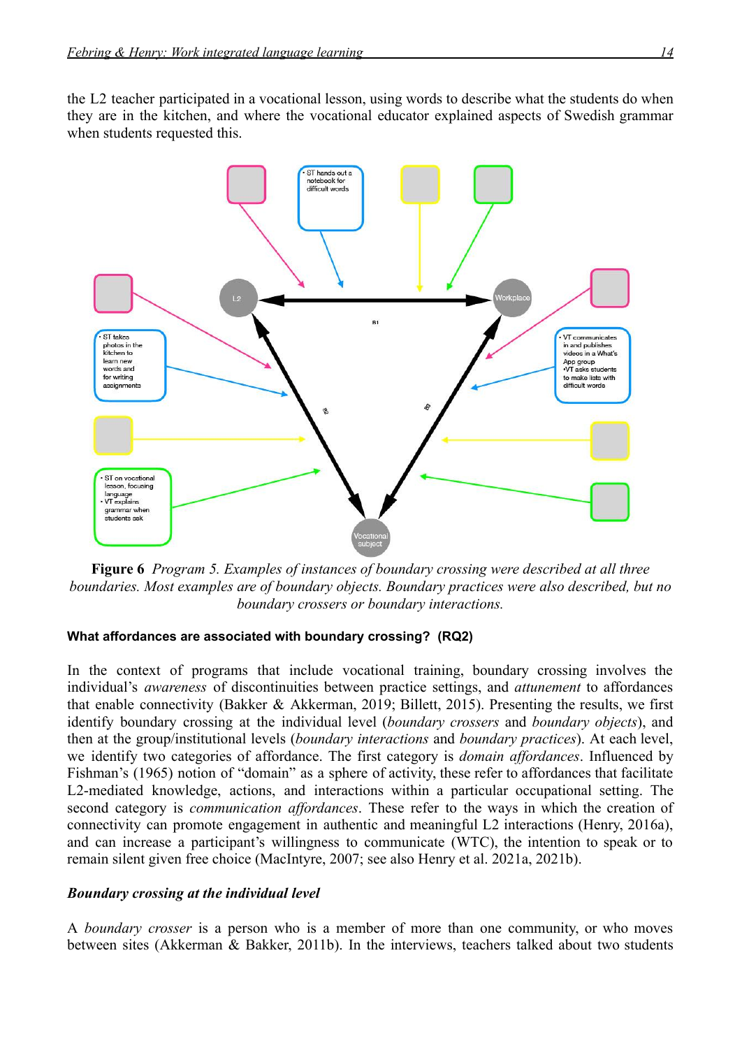the L2 teacher participated in a vocational lesson, using words to describe what the students do when they are in the kitchen, and where the vocational educator explained aspects of Swedish grammar when students requested this.

**Figure 6** *Program 5. Examples of instances of boundary crossing were described at all three boundaries. Most examples are of boundary objects. Boundary practices were also described, but no boundary crossers or boundary interactions.*

#### What affordances are associated with boundary crossing? (RQ2)

In the context of programs that include vocational training, boundary crossing involves the individual's *awareness* of discontinuities between practice settings, and *attunement* to affordances that enable connectivity (Bakker & Akkerman, 2019; Billett, 2015). Presenting the results, we first identify boundary crossing at the individual level (*boundary crossers* and *boundary objects*), and then at the group/institutional levels (*boundary interactions* and *boundary practices*). At each level, we identify two categories of affordance. The first category is *domain affordances*. Influenced by Fishman's (1965) notion of "domain" as a sphere of activity, these refer to affordances that facilitate L2-mediated knowledge, actions, and interactions within a particular occupational setting. The second category is *communication affordances*. These refer to the ways in which the creation of connectivity can promote engagement in authentic and meaningful L2 interactions (Henry, 2016a), and can increase a participant's willingness to communicate (WTC), the intention to speak or to remain silent given free choice (MacIntyre, 2007; see also Henry et al. 2021a, 2021b).

#### *Boundary crossing at the individual level*

A *boundary crosser* is a person who is a member of more than one community, or who moves between sites (Akkerman & Bakker, 2011b). In the interviews, teachers talked about two students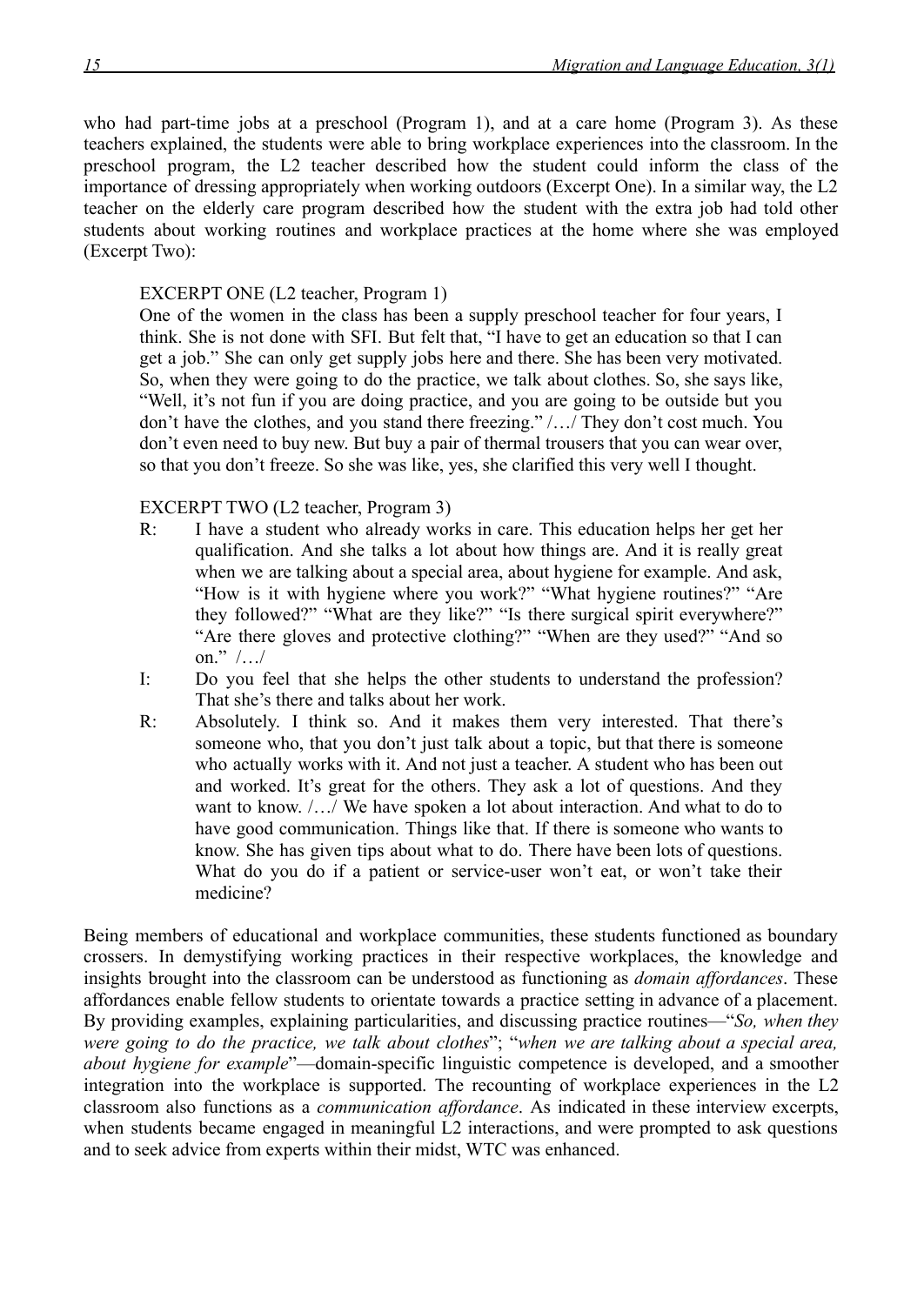who had part-time jobs at a preschool (Program 1), and at a care home (Program 3). As these teachers explained, the students were able to bring workplace experiences into the classroom. In the preschool program, the L2 teacher described how the student could inform the class of the importance of dressing appropriately when working outdoors (Excerpt One). In a similar way, the L2 teacher on the elderly care program described how the student with the extra job had told other students about working routines and workplace practices at the home where she was employed (Excerpt Two):

> EXCERPT ONE (L2 teacher, Program 1)
>
> One of the women in the class has been a supply preschool teacher for four years, I think. She is not done with SFI. But felt that, "I have to get an education so that I can get a job." She can only get supply jobs here and there. She has been very motivated. So, when they were going to do the practice, we talk about clothes. So, she says like, "Well, it's not fun if you are doing practice, and you are going to be outside but you don't have the clothes, and you stand there freezing." /…/ They don't cost much. You don't even need to buy new. But buy a pair of thermal trousers that you can wear over, so that you don't freeze. So she was like, yes, she clarified this very well I thought.

> EXCERPT TWO (L2 teacher, Program 3)
>
> R: I have a student who already works in care. This education helps her get her qualification. And she talks a lot about how things are. And it is really great when we are talking about a special area, about hygiene for example. And ask, "How is it with hygiene where you work?" "What hygiene routines?" "Are they followed?" "What are they like?" "Is there surgical spirit everywhere?" "Are there gloves and protective clothing?" "When are they used?" "And so on." /…/
>
> I: Do you feel that she helps the other students to understand the profession? That she's there and talks about her work.
>
> R: Absolutely. I think so. And it makes them very interested. That there's someone who, that you don't just talk about a topic, but that there is someone who actually works with it. And not just a teacher. A student who has been out and worked. It's great for the others. They ask a lot of questions. And they want to know. /…/ We have spoken a lot about interaction. And what to do to have good communication. Things like that. If there is someone who wants to know. She has given tips about what to do. There have been lots of questions. What do you do if a patient or service-user won't eat, or won't take their medicine?

Being members of educational and workplace communities, these students functioned as boundary crossers. In demystifying working practices in their respective workplaces, the knowledge and insights brought into the classroom can be understood as functioning as *domain affordances*. These affordances enable fellow students to orientate towards a practice setting in advance of a placement. By providing examples, explaining particularities, and discussing practice routines—"*So, when they were going to do the practice, we talk about clothes*"; "*when we are talking about a special area, about hygiene for example*"—domain-specific linguistic competence is developed, and a smoother integration into the workplace is supported. The recounting of workplace experiences in the L2 classroom also functions as a *communication affordance*. As indicated in these interview excerpts, when students became engaged in meaningful L2 interactions, and were prompted to ask questions and to seek advice from experts within their midst, WTC was enhanced.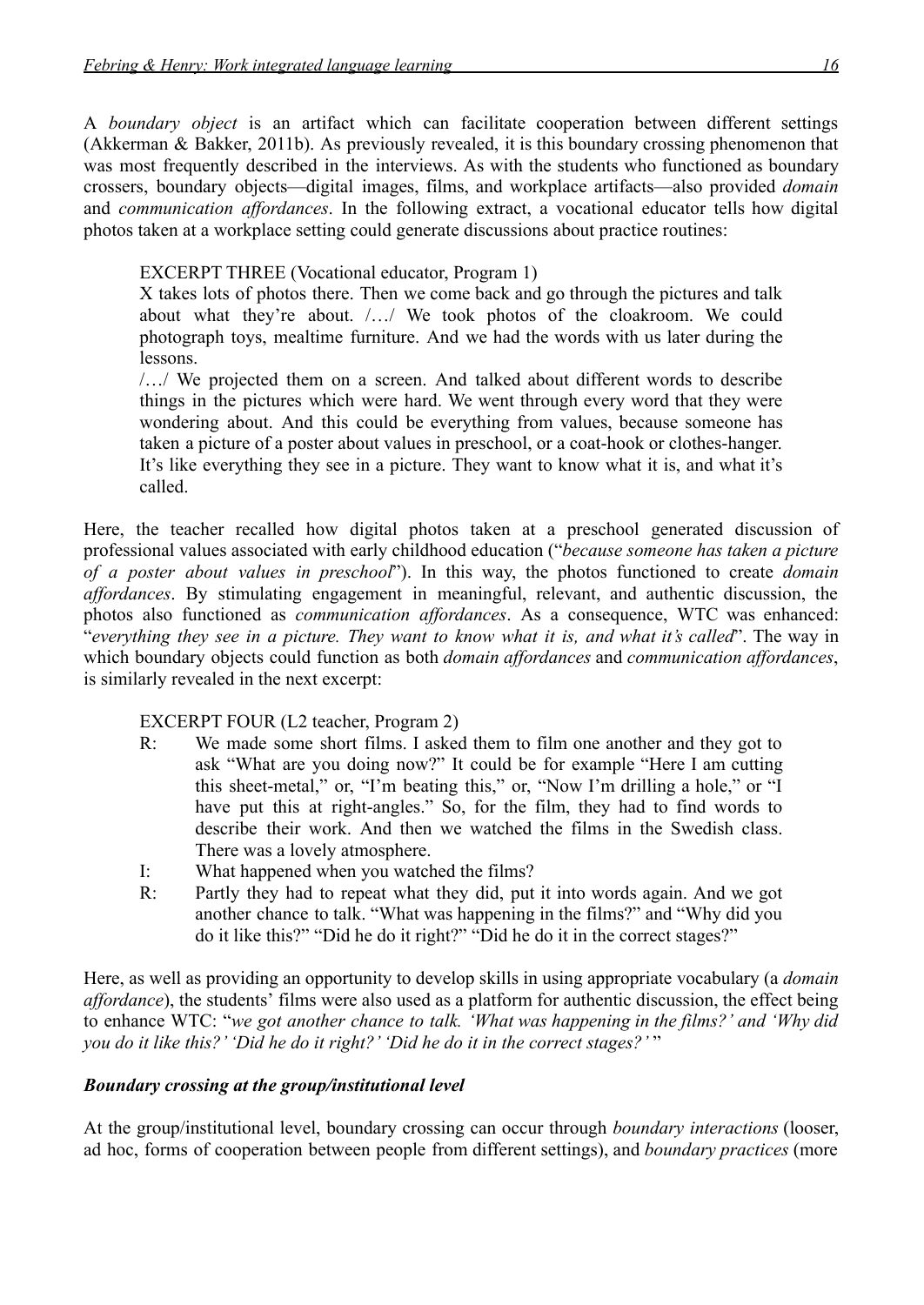A *boundary object* is an artifact which can facilitate cooperation between different settings (Akkerman & Bakker, 2011b). As previously revealed, it is this boundary crossing phenomenon that was most frequently described in the interviews. As with the students who functioned as boundary crossers, boundary objects—digital images, films, and workplace artifacts—also provided *domain* and *communication affordances*. In the following extract, a vocational educator tells how digital photos taken at a workplace setting could generate discussions about practice routines:

> EXCERPT THREE (Vocational educator, Program 1)
>
> X takes lots of photos there. Then we come back and go through the pictures and talk about what they're about. /…/ We took photos of the cloakroom. We could photograph toys, mealtime furniture. And we had the words with us later during the lessons.
>
> /…/ We projected them on a screen. And talked about different words to describe things in the pictures which were hard. We went through every word that they were wondering about. And this could be everything from values, because someone has taken a picture of a poster about values in preschool, or a coat-hook or clothes-hanger. It's like everything they see in a picture. They want to know what it is, and what it's called.

Here, the teacher recalled how digital photos taken at a preschool generated discussion of professional values associated with early childhood education ("*because someone has taken a picture of a poster about values in preschool*"). In this way, the photos functioned to create *domain affordances*. By stimulating engagement in meaningful, relevant, and authentic discussion, the photos also functioned as *communication affordances*. As a consequence, WTC was enhanced: "*everything they see in a picture. They want to know what it is, and what it's called*". The way in which boundary objects could function as both *domain affordances* and *communication affordances*, is similarly revealed in the next excerpt:

> EXCERPT FOUR (L2 teacher, Program 2)
>
> R: We made some short films. I asked them to film one another and they got to ask "What are you doing now?" It could be for example "Here I am cutting this sheet-metal," or, "I'm beating this," or, "Now I'm drilling a hole," or "I have put this at right-angles." So, for the film, they had to find words to describe their work. And then we watched the films in the Swedish class. There was a lovely atmosphere.
>
> I: What happened when you watched the films?
>
> R: Partly they had to repeat what they did, put it into words again. And we got another chance to talk. "What was happening in the films?" and "Why did you do it like this?" "Did he do it right?" "Did he do it in the correct stages?"

Here, as well as providing an opportunity to develop skills in using appropriate vocabulary (a *domain affordance*), the students' films were also used as a platform for authentic discussion, the effect being to enhance WTC: "*we got another chance to talk. 'What was happening in the films?' and 'Why did you do it like this?' 'Did he do it right?' 'Did he do it in the correct stages?'* "

### *Boundary crossing at the group/institutional level*

At the group/institutional level, boundary crossing can occur through *boundary interactions* (looser, ad hoc, forms of cooperation between people from different settings), and *boundary practices* (more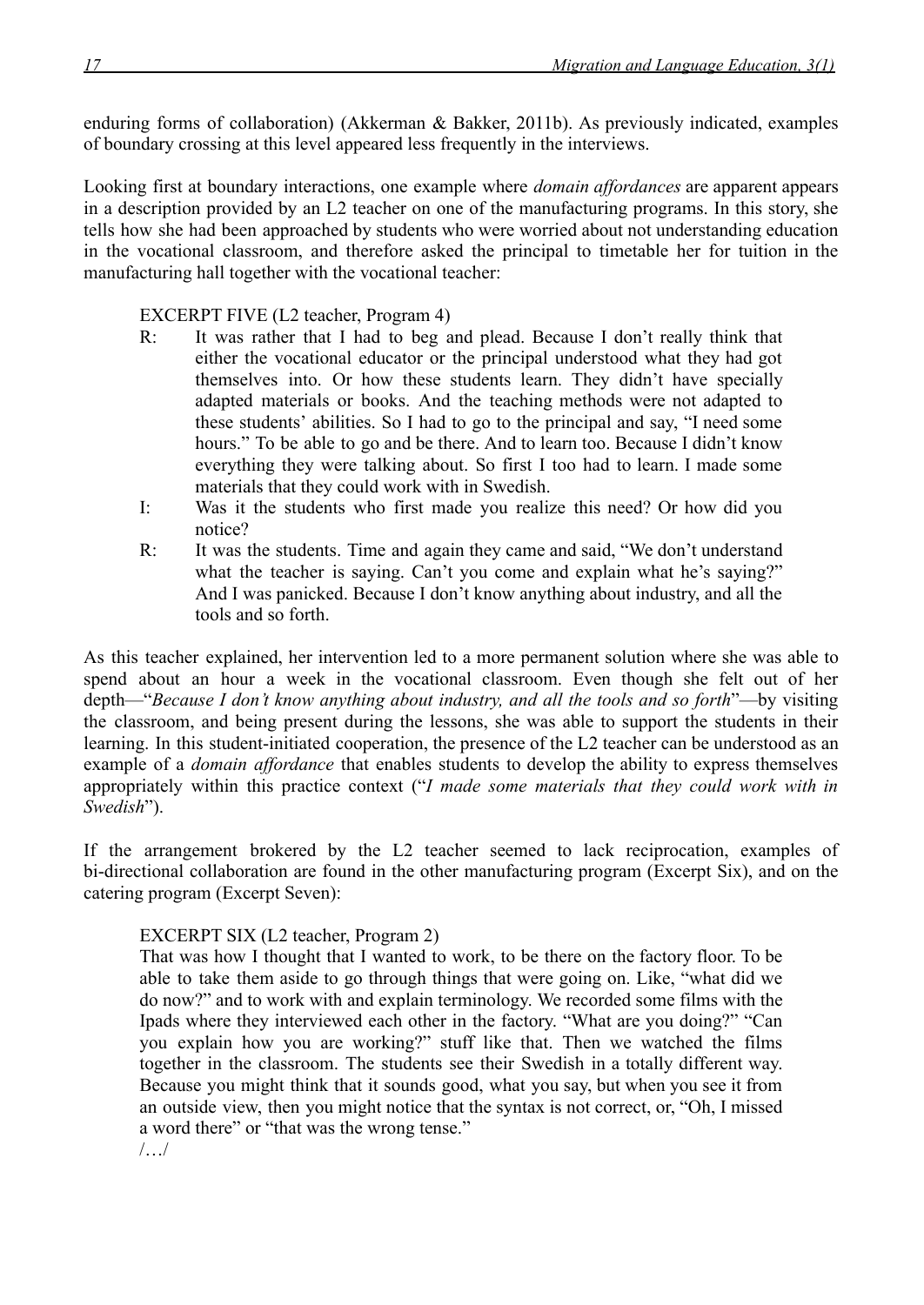enduring forms of collaboration) (Akkerman & Bakker, 2011b). As previously indicated, examples of boundary crossing at this level appeared less frequently in the interviews.

Looking first at boundary interactions, one example where *domain affordances* are apparent appears in a description provided by an L2 teacher on one of the manufacturing programs. In this story, she tells how she had been approached by students who were worried about not understanding education in the vocational classroom, and therefore asked the principal to timetable her for tuition in the manufacturing hall together with the vocational teacher:

> EXCERPT FIVE (L2 teacher, Program 4)
>
> R: It was rather that I had to beg and plead. Because I don't really think that either the vocational educator or the principal understood what they had got themselves into. Or how these students learn. They didn't have specially adapted materials or books. And the teaching methods were not adapted to these students' abilities. So I had to go to the principal and say, "I need some hours." To be able to go and be there. And to learn too. Because I didn't know everything they were talking about. So first I too had to learn. I made some materials that they could work with in Swedish.
>
> I: Was it the students who first made you realize this need? Or how did you notice?
>
> R: It was the students. Time and again they came and said, "We don't understand what the teacher is saying. Can't you come and explain what he's saying?" And I was panicked. Because I don't know anything about industry, and all the tools and so forth.

As this teacher explained, her intervention led to a more permanent solution where she was able to spend about an hour a week in the vocational classroom. Even though she felt out of her depth—"*Because I don't know anything about industry, and all the tools and so forth*"—by visiting the classroom, and being present during the lessons, she was able to support the students in their learning. In this student-initiated cooperation, the presence of the L2 teacher can be understood as an example of a *domain affordance* that enables students to develop the ability to express themselves appropriately within this practice context ("*I made some materials that they could work with in Swedish*").

If the arrangement brokered by the L2 teacher seemed to lack reciprocation, examples of bi-directional collaboration are found in the other manufacturing program (Excerpt Six), and on the catering program (Excerpt Seven):

> EXCERPT SIX (L2 teacher, Program 2)
>
> That was how I thought that I wanted to work, to be there on the factory floor. To be able to take them aside to go through things that were going on. Like, "what did we do now?" and to work with and explain terminology. We recorded some films with the Ipads where they interviewed each other in the factory. "What are you doing?" "Can you explain how you are working?" stuff like that. Then we watched the films together in the classroom. The students see their Swedish in a totally different way. Because you might think that it sounds good, what you say, but when you see it from an outside view, then you might notice that the syntax is not correct, or, "Oh, I missed a word there" or "that was the wrong tense."
>
> /…/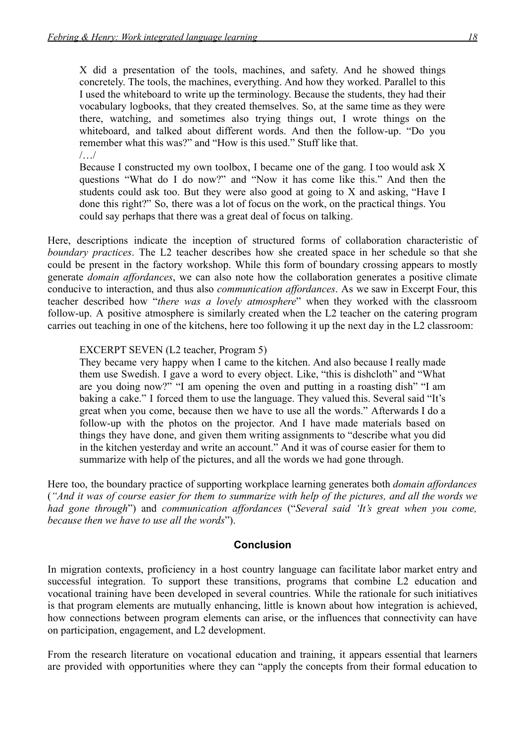> X did a presentation of the tools, machines, and safety. And he showed things concretely. The tools, the machines, everything. And how they worked. Parallel to this I used the whiteboard to write up the terminology. Because the students, they had their vocabulary logbooks, that they created themselves. So, at the same time as they were there, watching, and sometimes also trying things out, I wrote things on the whiteboard, and talked about different words. And then the follow-up. "Do you remember what this was?" and "How is this used." Stuff like that.
>
> /…/
>
> Because I constructed my own toolbox, I became one of the gang. I too would ask X questions "What do I do now?" and "Now it has come like this." And then the students could ask too. But they were also good at going to X and asking, "Have I done this right?" So, there was a lot of focus on the work, on the practical things. You could say perhaps that there was a great deal of focus on talking.

Here, descriptions indicate the inception of structured forms of collaboration characteristic of *boundary practices*. The L2 teacher describes how she created space in her schedule so that she could be present in the factory workshop. While this form of boundary crossing appears to mostly generate *domain affordances*, we can also note how the collaboration generates a positive climate conducive to interaction, and thus also *communication affordances*. As we saw in Excerpt Four, this teacher described how "*there was a lovely atmosphere*" when they worked with the classroom follow-up. A positive atmosphere is similarly created when the L2 teacher on the catering program carries out teaching in one of the kitchens, here too following it up the next day in the L2 classroom:

> EXCERPT SEVEN (L2 teacher, Program 5)
>
> They became very happy when I came to the kitchen. And also because I really made them use Swedish. I gave a word to every object. Like, "this is dishcloth" and "What are you doing now?" "I am opening the oven and putting in a roasting dish" "I am baking a cake." I forced them to use the language. They valued this. Several said "It's great when you come, because then we have to use all the words." Afterwards I do a follow-up with the photos on the projector. And I have made materials based on things they have done, and given them writing assignments to "describe what you did in the kitchen yesterday and write an account." And it was of course easier for them to summarize with help of the pictures, and all the words we had gone through.

Here too, the boundary practice of supporting workplace learning generates both *domain affordances* (*"And it was of course easier for them to summarize with help of the pictures, and all the words we had gone through*") and *communication affordances* ("*Several said 'It's great when you come, because then we have to use all the words*").

## Conclusion

In migration contexts, proficiency in a host country language can facilitate labor market entry and successful integration. To support these transitions, programs that combine L2 education and vocational training have been developed in several countries. While the rationale for such initiatives is that program elements are mutually enhancing, little is known about how integration is achieved, how connections between program elements can arise, or the influences that connectivity can have on participation, engagement, and L2 development.

From the research literature on vocational education and training, it appears essential that learners are provided with opportunities where they can "apply the concepts from their formal education to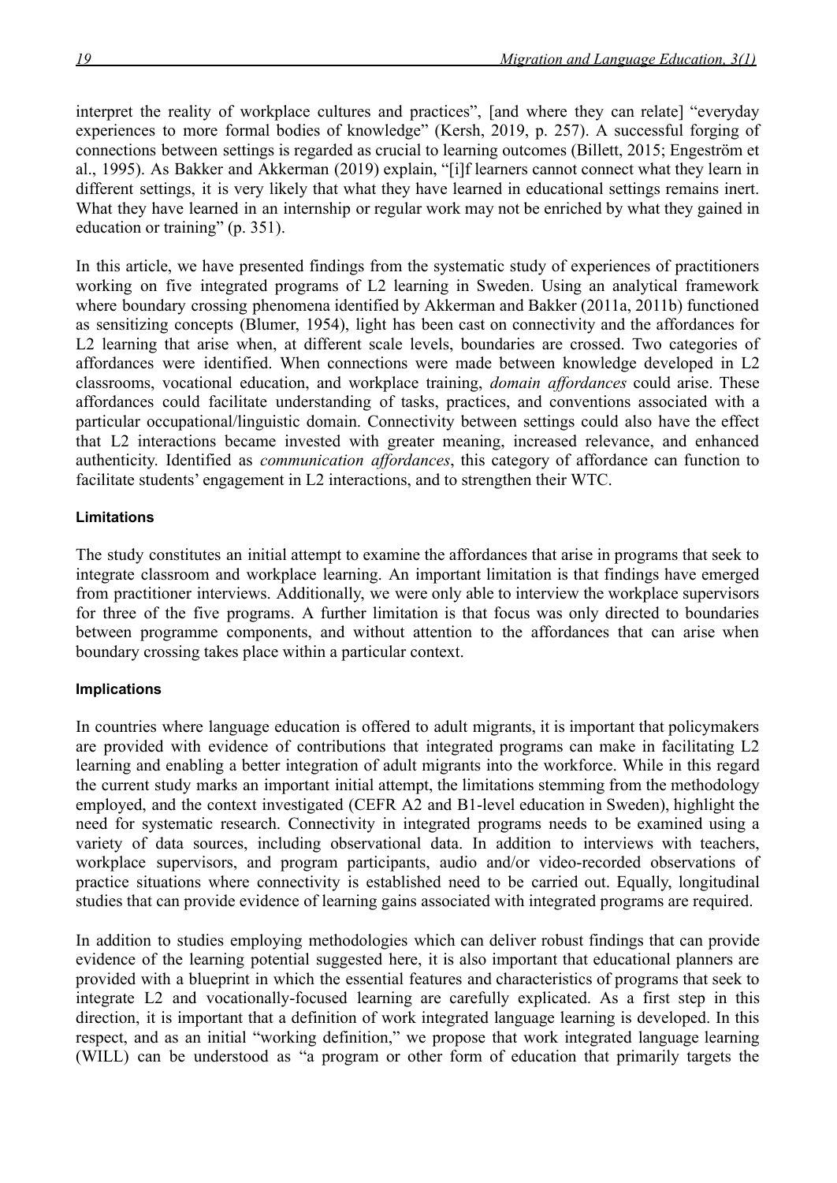interpret the reality of workplace cultures and practices", [and where they can relate] "everyday experiences to more formal bodies of knowledge" (Kersh, 2019, p. 257). A successful forging of connections between settings is regarded as crucial to learning outcomes (Billett, 2015; Engeström et al., 1995). As Bakker and Akkerman (2019) explain, "[i]f learners cannot connect what they learn in different settings, it is very likely that what they have learned in educational settings remains inert. What they have learned in an internship or regular work may not be enriched by what they gained in education or training" (p. 351).

In this article, we have presented findings from the systematic study of experiences of practitioners working on five integrated programs of L2 learning in Sweden. Using an analytical framework where boundary crossing phenomena identified by Akkerman and Bakker (2011a, 2011b) functioned as sensitizing concepts (Blumer, 1954), light has been cast on connectivity and the affordances for L2 learning that arise when, at different scale levels, boundaries are crossed. Two categories of affordances were identified. When connections were made between knowledge developed in L2 classrooms, vocational education, and workplace training, *domain affordances* could arise. These affordances could facilitate understanding of tasks, practices, and conventions associated with a particular occupational/linguistic domain. Connectivity between settings could also have the effect that L2 interactions became invested with greater meaning, increased relevance, and enhanced authenticity. Identified as *communication affordances*, this category of affordance can function to facilitate students' engagement in L2 interactions, and to strengthen their WTC.

#### Limitations

The study constitutes an initial attempt to examine the affordances that arise in programs that seek to integrate classroom and workplace learning. An important limitation is that findings have emerged from practitioner interviews. Additionally, we were only able to interview the workplace supervisors for three of the five programs. A further limitation is that focus was only directed to boundaries between programme components, and without attention to the affordances that can arise when boundary crossing takes place within a particular context.

#### Implications

In countries where language education is offered to adult migrants, it is important that policymakers are provided with evidence of contributions that integrated programs can make in facilitating L2 learning and enabling a better integration of adult migrants into the workforce. While in this regard the current study marks an important initial attempt, the limitations stemming from the methodology employed, and the context investigated (CEFR A2 and B1-level education in Sweden), highlight the need for systematic research. Connectivity in integrated programs needs to be examined using a variety of data sources, including observational data. In addition to interviews with teachers, workplace supervisors, and program participants, audio and/or video-recorded observations of practice situations where connectivity is established need to be carried out. Equally, longitudinal studies that can provide evidence of learning gains associated with integrated programs are required.

In addition to studies employing methodologies which can deliver robust findings that can provide evidence of the learning potential suggested here, it is also important that educational planners are provided with a blueprint in which the essential features and characteristics of programs that seek to integrate L2 and vocationally-focused learning are carefully explicated. As a first step in this direction, it is important that a definition of work integrated language learning is developed. In this respect, and as an initial "working definition," we propose that work integrated language learning (WILL) can be understood as "a program or other form of education that primarily targets the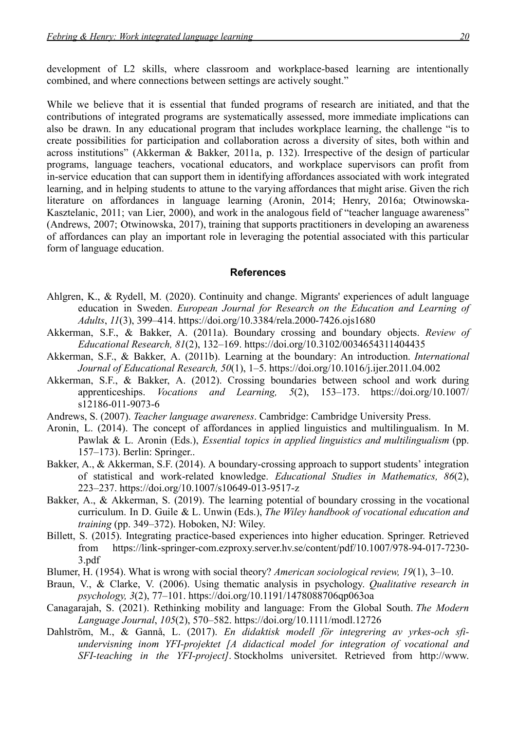development of L2 skills, where classroom and workplace-based learning are intentionally combined, and where connections between settings are actively sought."

While we believe that it is essential that funded programs of research are initiated, and that the contributions of integrated programs are systematically assessed, more immediate implications can also be drawn. In any educational program that includes workplace learning, the challenge "is to create possibilities for participation and collaboration across a diversity of sites, both within and across institutions" (Akkerman & Bakker, 2011a, p. 132). Irrespective of the design of particular programs, language teachers, vocational educators, and workplace supervisors can profit from in-service education that can support them in identifying affordances associated with work integrated learning, and in helping students to attune to the varying affordances that might arise. Given the rich literature on affordances in language learning (Aronin, 2014; Henry, 2016a; Otwinowska-Kasztelanic, 2011; van Lier, 2000), and work in the analogous field of "teacher language awareness" (Andrews, 2007; Otwinowska, 2017), training that supports practitioners in developing an awareness of affordances can play an important role in leveraging the potential associated with this particular form of language education.

## References

Ahlgren, K., & Rydell, M. (2020). Continuity and change. Migrants' experiences of adult language education in Sweden. *European Journal for Research on the Education and Learning of Adults*, *11*(3), 399–414. https://doi.org/10.3384/rela.2000-7426.ojs1680

Akkerman, S.F., & Bakker, A. (2011a). Boundary crossing and boundary objects. *Review of Educational Research, 81*(2), 132–169. https://doi.org/10.3102/0034654311404435

Akkerman, S.F., & Bakker, A. (2011b). Learning at the boundary: An introduction. *International Journal of Educational Research, 50*(1), 1–5. https://doi.org/10.1016/j.ijer.2011.04.002

Akkerman, S.F., & Bakker, A. (2012). Crossing boundaries between school and work during apprenticeships. *Vocations and Learning, 5*(2), 153–173. https://doi.org/10.1007/s12186-011-9073-6

Andrews, S. (2007). *Teacher language awareness*. Cambridge: Cambridge University Press.

Aronin, L. (2014). The concept of affordances in applied linguistics and multilingualism. In M. Pawlak & L. Aronin (Eds.), *Essential topics in applied linguistics and multilingualism* (pp. 157–173). Berlin: Springer..

Bakker, A., & Akkerman, S.F. (2014). A boundary-crossing approach to support students' integration of statistical and work-related knowledge. *Educational Studies in Mathematics, 86*(2), 223–237. https://doi.org/10.1007/s10649-013-9517-z

Bakker, A., & Akkerman, S. (2019). The learning potential of boundary crossing in the vocational curriculum. In D. Guile & L. Unwin (Eds.), *The Wiley handbook of vocational education and training* (pp. 349–372). Hoboken, NJ: Wiley.

Billett, S. (2015). Integrating practice-based experiences into higher education. Springer. Retrieved from https://link-springer-com.ezproxy.server.hv.se/content/pdf/10.1007/978-94-017-7230-3.pdf

Blumer, H. (1954). What is wrong with social theory? *American sociological review, 19*(1), 3–10.

Braun, V., & Clarke, V. (2006). Using thematic analysis in psychology. *Qualitative research in psychology, 3*(2), 77–101. https://doi.org/10.1191/1478088706qp063oa

Canagarajah, S. (2021). Rethinking mobility and language: From the Global South. *The Modern Language Journal*, *105*(2), 570–582. https://doi.org/10.1111/modl.12726

Dahlström, M., & Ganně, L. (2017). *En didaktisk modell för integrering av yrkes-och sfi-undervisning inom YFI-projektet [A didactical model for integration of vocational and SFI-teaching in the YFI-project]*. Stockholms universitet. Retrieved from http://www.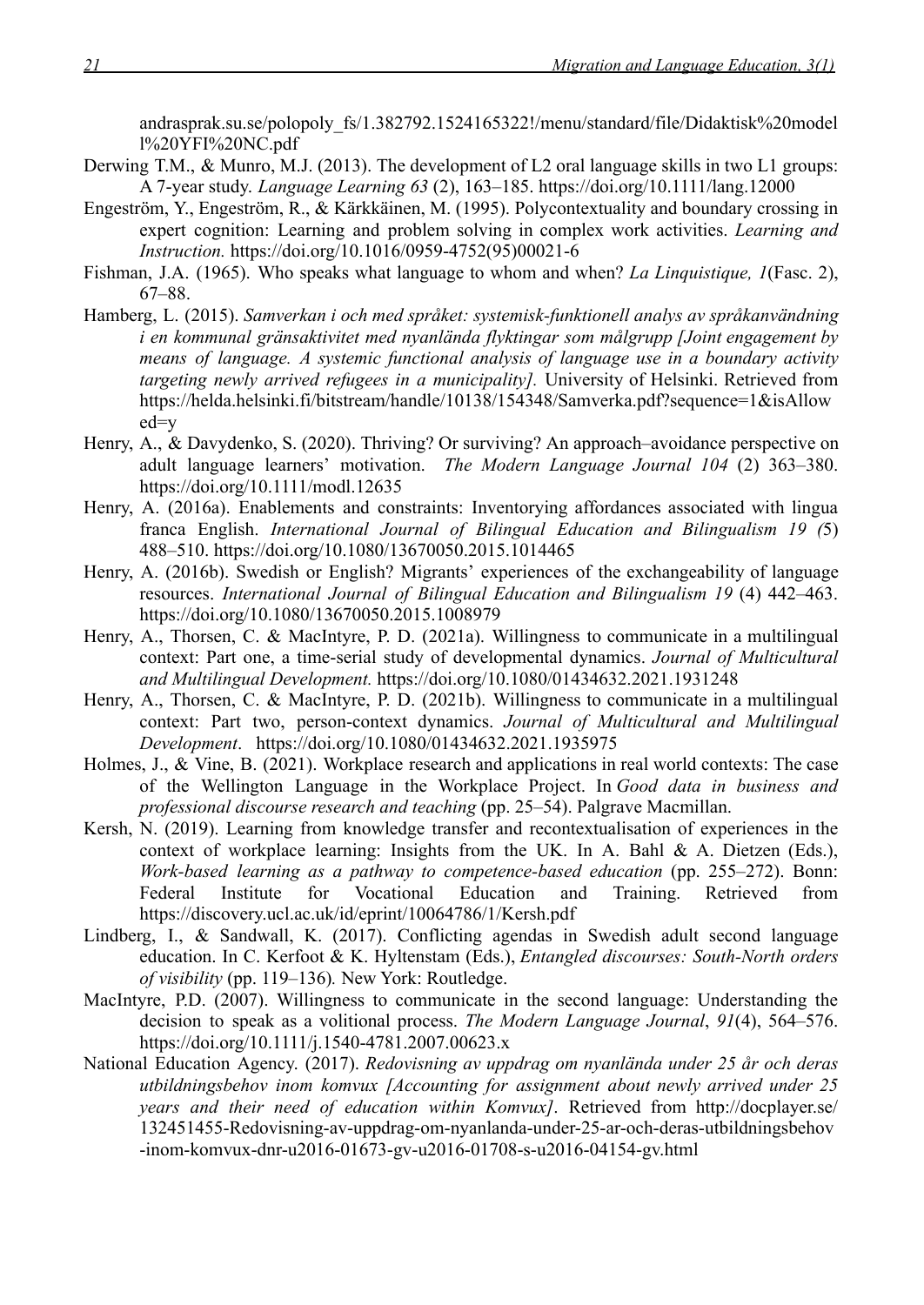andrasprak.su.se/polopoly_fs/1.382792.1524165322!/menu/standard/file/Didaktisk%20modell%20YFI%20NC.pdf

Derwing T.M., & Munro, M.J. (2013). The development of L2 oral language skills in two L1 groups: A 7-year study. *Language Learning 63* (2), 163–185. https://doi.org/10.1111/lang.12000

Engeström, Y., Engeström, R., & Kärkkäinen, M. (1995). Polycontextuality and boundary crossing in expert cognition: Learning and problem solving in complex work activities. *Learning and Instruction.* https://doi.org/10.1016/0959-4752(95)00021-6

Fishman, J.A. (1965). Who speaks what language to whom and when? *La Linquistique, 1*(Fasc. 2), 67–88.

Hamberg, L. (2015). *Samverkan i och med språket: systemisk-funktionell analys av språkanvändning i en kommunal gränsaktivitet med nyanlända flyktingar som målgrupp [Joint engagement by means of language. A systemic functional analysis of language use in a boundary activity targeting newly arrived refugees in a municipality].* University of Helsinki. Retrieved from https://helda.helsinki.fi/bitstream/handle/10138/154348/Samverka.pdf?sequence=1&isAllowed=y

Henry, A., & Davydenko, S. (2020). Thriving? Or surviving? An approach–avoidance perspective on adult language learners' motivation. *The Modern Language Journal 104* (2) 363–380. https://doi.org/10.1111/modl.12635

Henry, A. (2016a). Enablements and constraints: Inventorying affordances associated with lingua franca English. *International Journal of Bilingual Education and Bilingualism 19 (*5) 488–510. https://doi.org/10.1080/13670050.2015.1014465

Henry, A. (2016b). Swedish or English? Migrants' experiences of the exchangeability of language resources. *International Journal of Bilingual Education and Bilingualism 19* (4) 442–463. https://doi.org/10.1080/13670050.2015.1008979

Henry, A., Thorsen, C. & MacIntyre, P. D. (2021a). Willingness to communicate in a multilingual context: Part one, a time-serial study of developmental dynamics. *Journal of Multicultural and Multilingual Development.* https://doi.org/10.1080/01434632.2021.1931248

Henry, A., Thorsen, C. & MacIntyre, P. D. (2021b). Willingness to communicate in a multilingual context: Part two, person-context dynamics. *Journal of Multicultural and Multilingual Development*. https://doi.org/10.1080/01434632.2021.1935975

Holmes, J., & Vine, B. (2021). Workplace research and applications in real world contexts: The case of the Wellington Language in the Workplace Project. In *Good data in business and professional discourse research and teaching* (pp. 25–54). Palgrave Macmillan.

Kersh, N. (2019). Learning from knowledge transfer and recontextualisation of experiences in the context of workplace learning: Insights from the UK. In A. Bahl & A. Dietzen (Eds.), *Work-based learning as a pathway to competence-based education* (pp. 255–272). Bonn: Federal Institute for Vocational Education and Training. Retrieved from https://discovery.ucl.ac.uk/id/eprint/10064786/1/Kersh.pdf

Lindberg, I., & Sandwall, K. (2017). Conflicting agendas in Swedish adult second language education. In C. Kerfoot & K. Hyltenstam (Eds.), *Entangled discourses: South-North orders of visibility* (pp. 119–136)*.* New York: Routledge.

MacIntyre, P.D. (2007). Willingness to communicate in the second language: Understanding the decision to speak as a volitional process. *The Modern Language Journal*, *91*(4), 564–576. https://doi.org/10.1111/j.1540-4781.2007.00623.x

National Education Agency. (2017). *Redovisning av uppdrag om nyanlända under 25 år och deras utbildningsbehov inom komvux [Accounting for assignment about newly arrived under 25 years and their need of education within Komvux]*. Retrieved from http://docplayer.se/132451455-Redovisning-av-uppdrag-om-nyanlanda-under-25-ar-och-deras-utbildningsbehov-inom-komvux-dnr-u2016-01673-gv-u2016-01708-s-u2016-04154-gv.html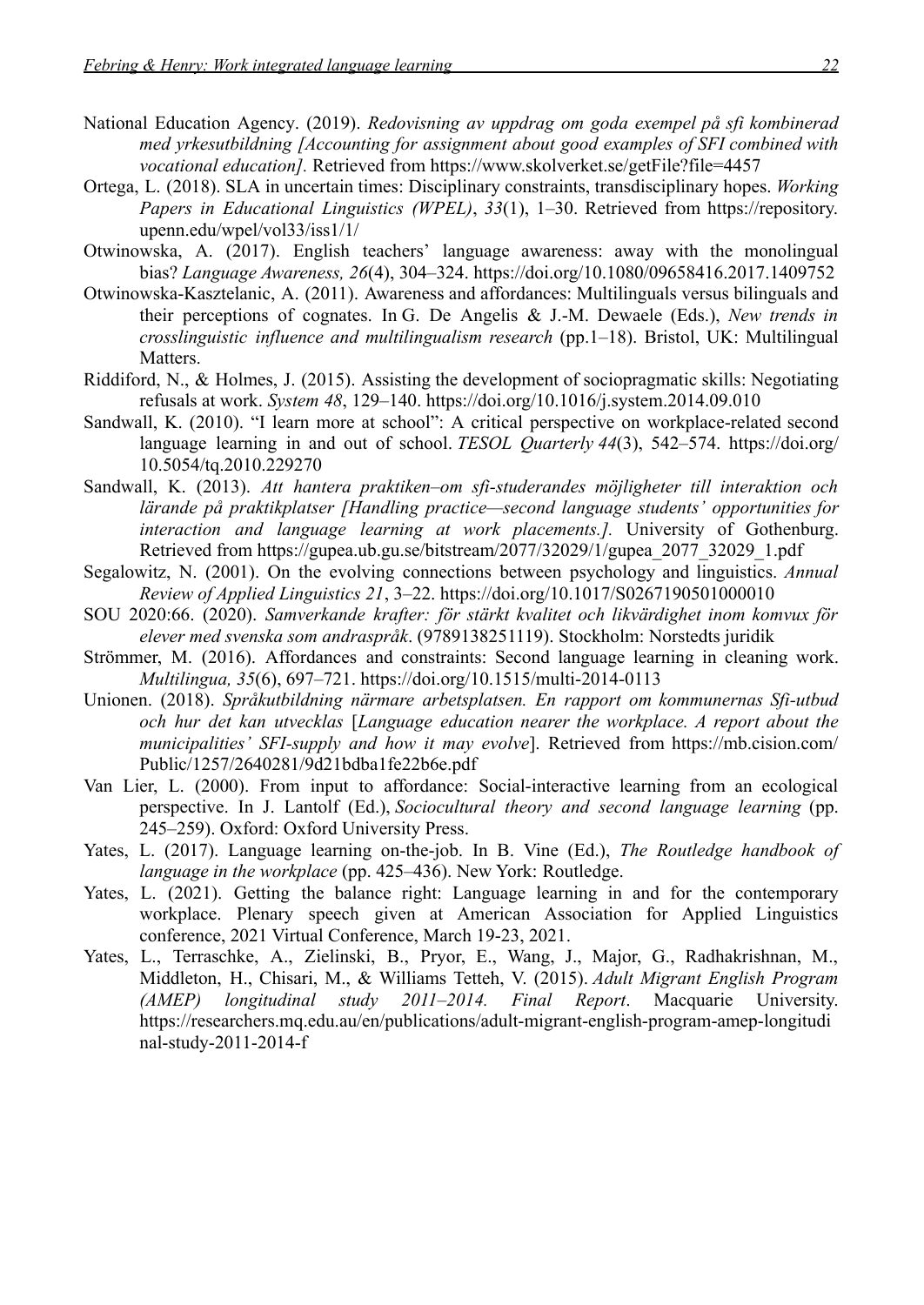National Education Agency. (2019). *Redovisning av uppdrag om goda exempel på sfi kombinerad med yrkesutbildning [Accounting for assignment about good examples of SFI combined with vocational education].* Retrieved from https://www.skolverket.se/getFile?file=4457

Ortega, L. (2018). SLA in uncertain times: Disciplinary constraints, transdisciplinary hopes. *Working Papers in Educational Linguistics (WPEL)*, *33*(1), 1–30. Retrieved from https://repository.upenn.edu/wpel/vol33/iss1/1/

Otwinowska, A. (2017). English teachers' language awareness: away with the monolingual bias? *Language Awareness, 26*(4), 304–324. https://doi.org/10.1080/09658416.2017.1409752

Otwinowska-Kasztelanic, A. (2011). Awareness and affordances: Multilinguals versus bilinguals and their perceptions of cognates. In G. De Angelis & J.-M. Dewaele (Eds.), *New trends in crosslinguistic influence and multilingualism research* (pp.1–18). Bristol, UK: Multilingual Matters.

Riddiford, N., & Holmes, J. (2015). Assisting the development of sociopragmatic skills: Negotiating refusals at work. *System 48*, 129–140. https://doi.org/10.1016/j.system.2014.09.010

Sandwall, K. (2010). "I learn more at school": A critical perspective on workplace-related second language learning in and out of school. *TESOL Quarterly 44*(3), 542–574. https://doi.org/10.5054/tq.2010.229270

Sandwall, K. (2013). *Att hantera praktiken–om sfi-studerandes möjligheter till interaktion och lärande på praktikplatser [Handling practice—second language students' opportunities for interaction and language learning at work placements.].* University of Gothenburg. Retrieved from https://gupea.ub.gu.se/bitstream/2077/32029/1/gupea_2077_32029_1.pdf

Segalowitz, N. (2001). On the evolving connections between psychology and linguistics. *Annual Review of Applied Linguistics 21*, 3–22. https://doi.org/10.1017/S0267190501000010

SOU 2020:66. (2020). *Samverkande krafter: för stärkt kvalitet och likvärdighet inom komvux för elever med svenska som andraspråk*. (9789138251119). Stockholm: Norstedts juridik

Strömmer, M. (2016). Affordances and constraints: Second language learning in cleaning work. *Multilingua, 35*(6), 697–721. https://doi.org/10.1515/multi-2014-0113

Unionen. (2018). *Språkutbildning närmare arbetsplatsen. En rapport om kommunernas Sfi-utbud och hur det kan utvecklas* [*Language education nearer the workplace. A report about the municipalities' SFI-supply and how it may evolve*]. Retrieved from https://mb.cision.com/Public/1257/2640281/9d21bdba1fe22b6e.pdf

Van Lier, L. (2000). From input to affordance: Social-interactive learning from an ecological perspective. In J. Lantolf (Ed.), *Sociocultural theory and second language learning* (pp. 245–259). Oxford: Oxford University Press.

Yates, L. (2017). Language learning on-the-job. In B. Vine (Ed.), *The Routledge handbook of language in the workplace* (pp. 425–436). New York: Routledge.

Yates, L. (2021). Getting the balance right: Language learning in and for the contemporary workplace. Plenary speech given at American Association for Applied Linguistics conference, 2021 Virtual Conference, March 19-23, 2021.

Yates, L., Terraschke, A., Zielinski, B., Pryor, E., Wang, J., Major, G., Radhakrishnan, M., Middleton, H., Chisari, M., & Williams Tetteh, V. (2015). *Adult Migrant English Program (AMEP) longitudinal study 2011–2014. Final Report*. Macquarie University. https://researchers.mq.edu.au/en/publications/adult-migrant-english-program-amep-longitudinal-study-2011-2014-f